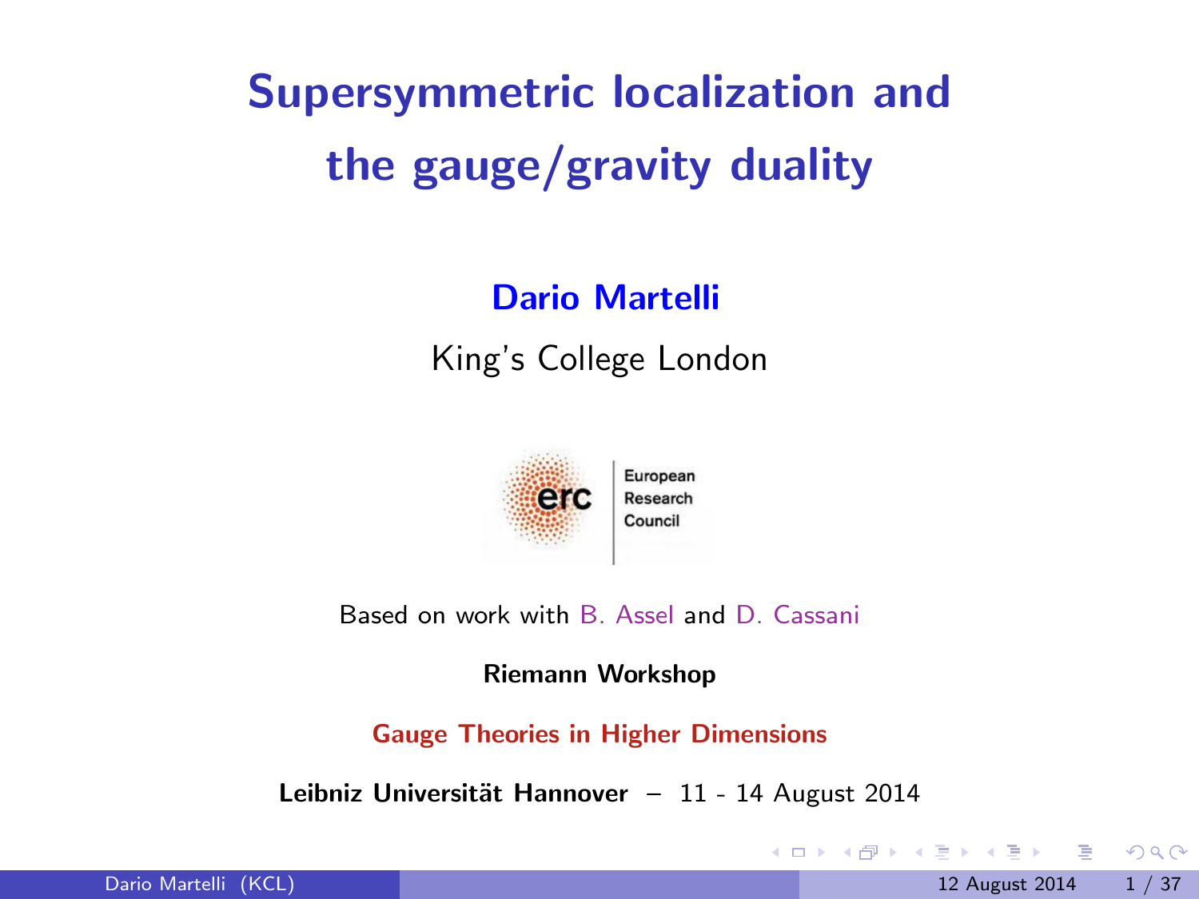# Supersymmetric localization and the gauge/gravity duality

**Dario Martelli**

King's College London

European Research Council

Based on work with B. Assel and D. Cassani

**Riemann Workshop**

**Gauge Theories in Higher Dimensions**

**Leibniz Universität Hannover** – 11 - 14 August 2014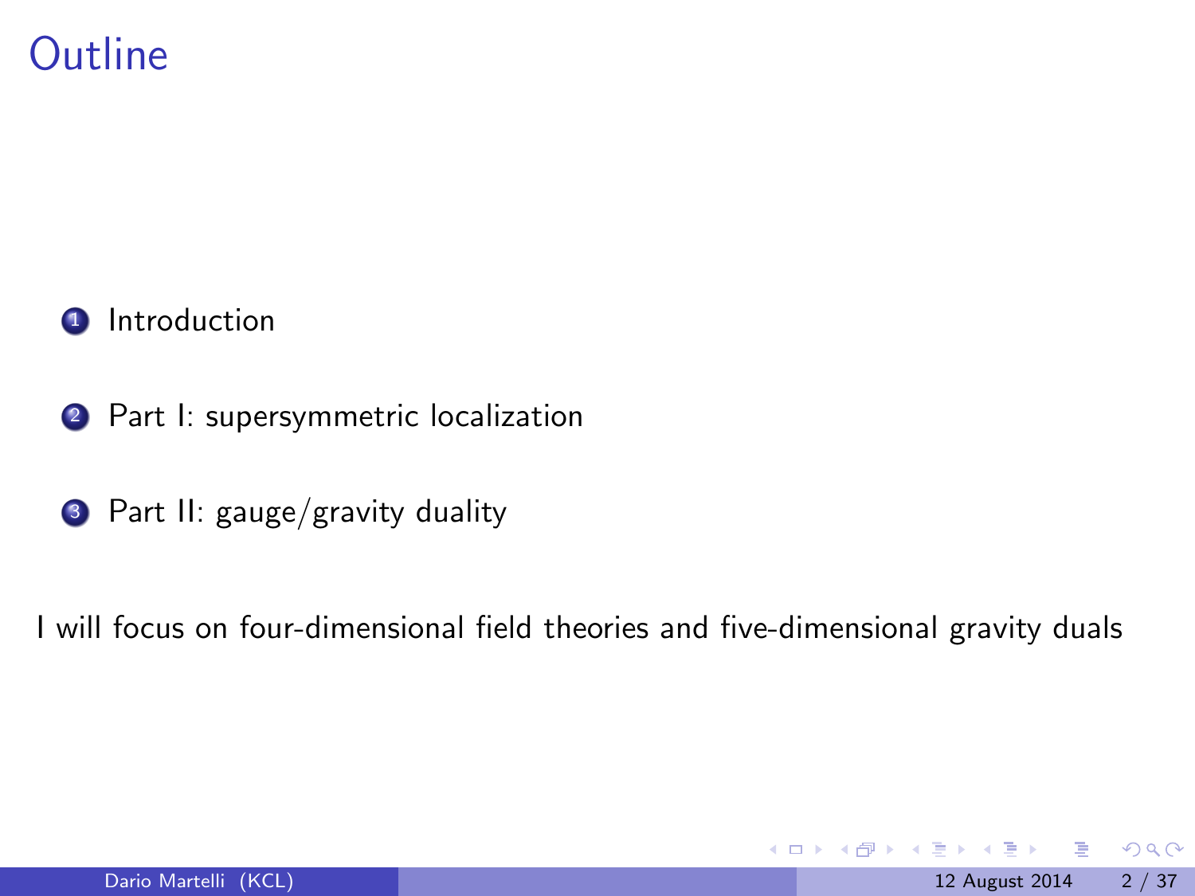# Outline

1. Introduction
2. Part I: supersymmetric localization
3. Part II: gauge/gravity duality

I will focus on four-dimensional field theories and five-dimensional gravity duals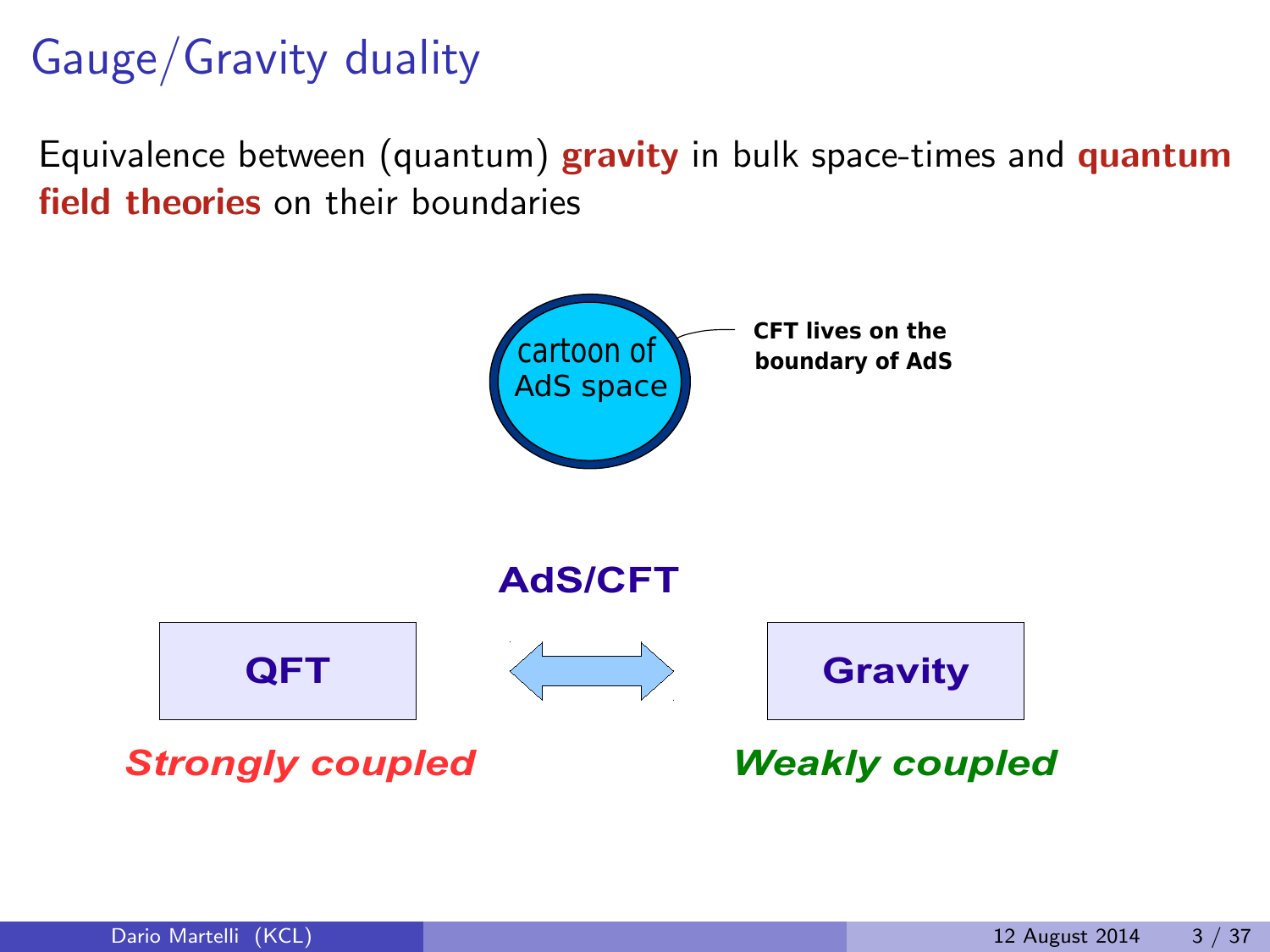# Gauge/Gravity duality

Equivalence between (quantum) **gravity** in bulk space-times and **quantum field theories** on their boundaries

cartoon of AdS space

**CFT lives on the boundary of AdS**

**AdS/CFT**

**QFT** ⟺ **Gravity**

***Strongly coupled*** ***Weakly coupled***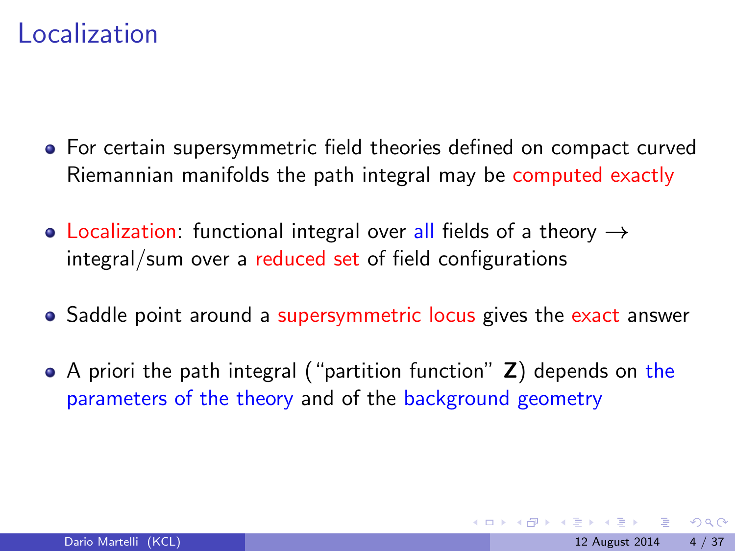# Localization

- For certain supersymmetric field theories defined on compact curved Riemannian manifolds the path integral may be computed exactly
- Localization: functional integral over all fields of a theory $\rightarrow$ integral/sum over a reduced set of field configurations
- Saddle point around a supersymmetric locus gives the exact answer
- A priori the path integral ("partition function" $\mathbf{Z}$) depends on the parameters of the theory and of the background geometry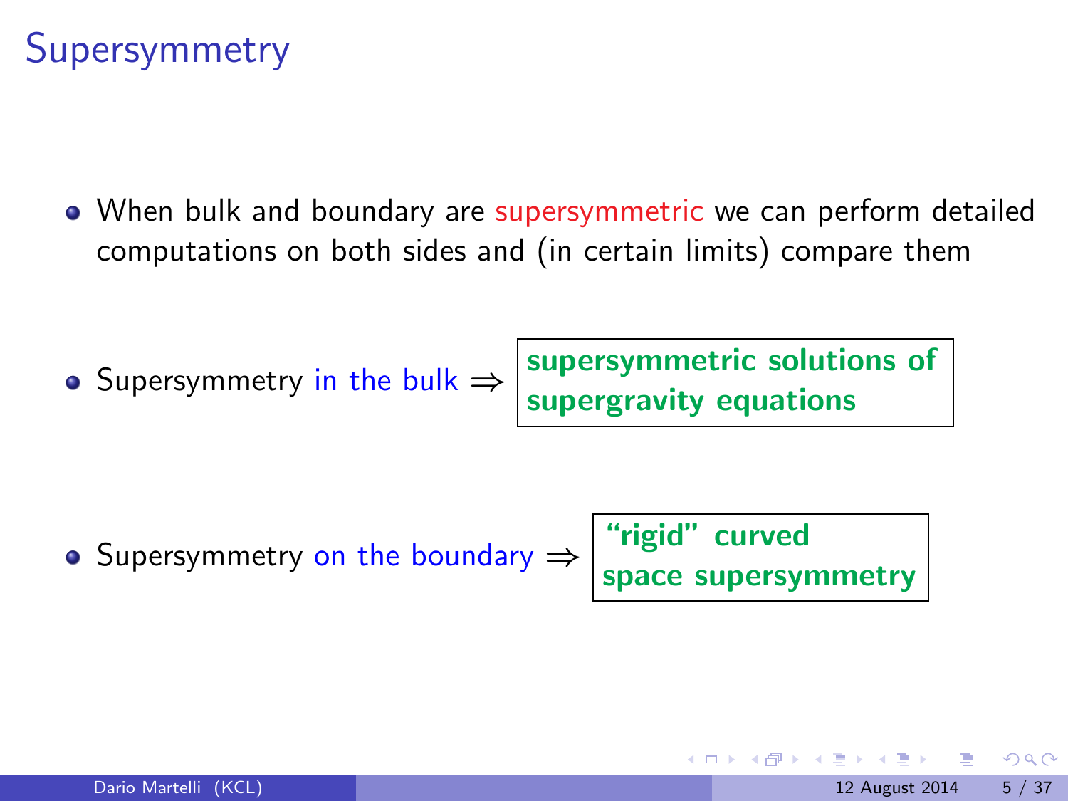# Supersymmetry

- When bulk and boundary are supersymmetric we can perform detailed computations on both sides and (in certain limits) compare them

- Supersymmetry in the bulk $\Rightarrow$ **supersymmetric solutions of supergravity equations**

- Supersymmetry on the boundary $\Rightarrow$ **"rigid" curved space supersymmetry**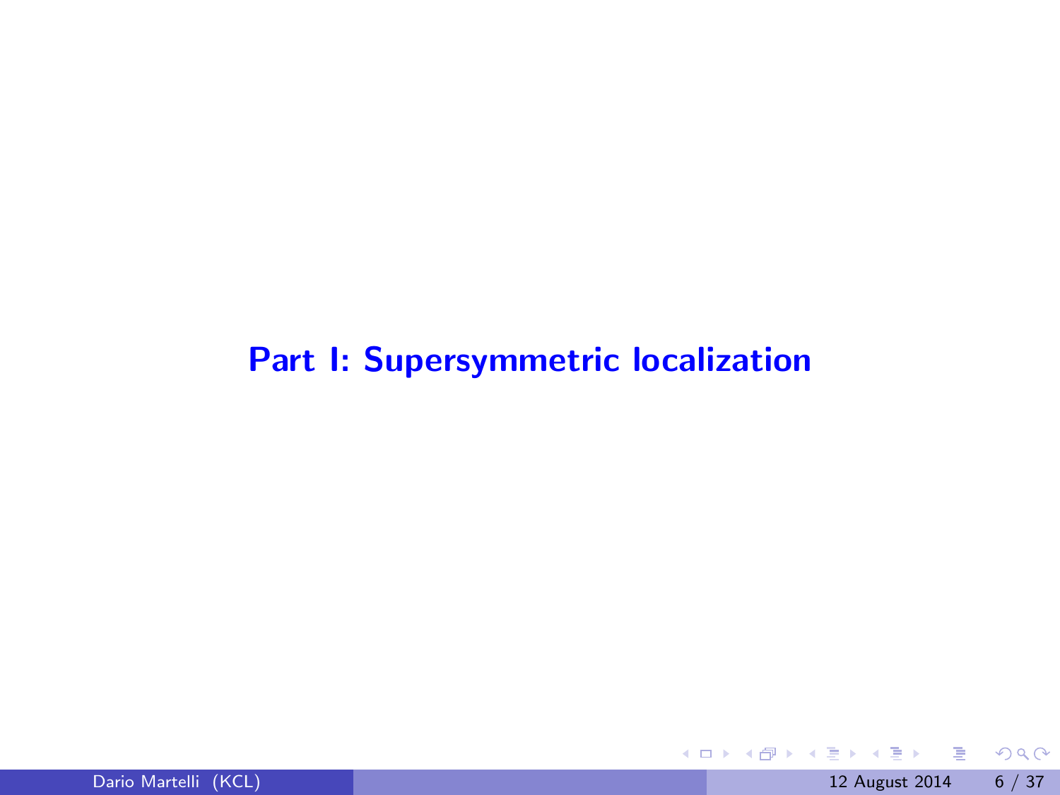# Part I: Supersymmetric localization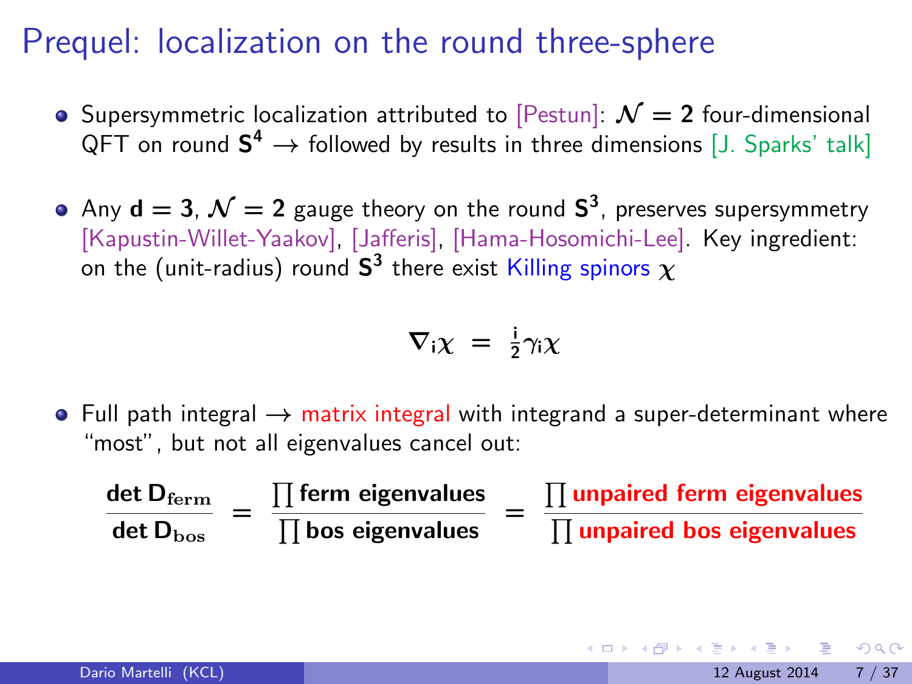# Prequel: localization on the round three-sphere

- Supersymmetric localization attributed to [Pestun]: $\mathcal{N} = 2$ four-dimensional QFT on round $\mathbf{S^4}$ $\rightarrow$ followed by results in three dimensions [J. Sparks' talk]

- Any $\mathbf{d = 3}$, $\mathcal{N} = 2$ gauge theory on the round $\mathbf{S^3}$, preserves supersymmetry [Kapustin-Willet-Yaakov], [Jafferis], [Hama-Hosomichi-Lee]. Key ingredient: on the (unit-radius) round $\mathbf{S^3}$ there exist Killing spinors $\chi$

$$\nabla_i \chi = \frac{i}{2} \gamma_i \chi$$

- Full path integral $\rightarrow$ matrix integral with integrand a super-determinant where "most", but not all eigenvalues cancel out:

$$\frac{\det \mathbf{D}_{\mathrm{ferm}}}{\det \mathbf{D}_{\mathrm{bos}}} = \frac{\prod \text{ferm eigenvalues}}{\prod \text{bos eigenvalues}} = \frac{\prod \text{unpaired ferm eigenvalues}}{\prod \text{unpaired bos eigenvalues}}$$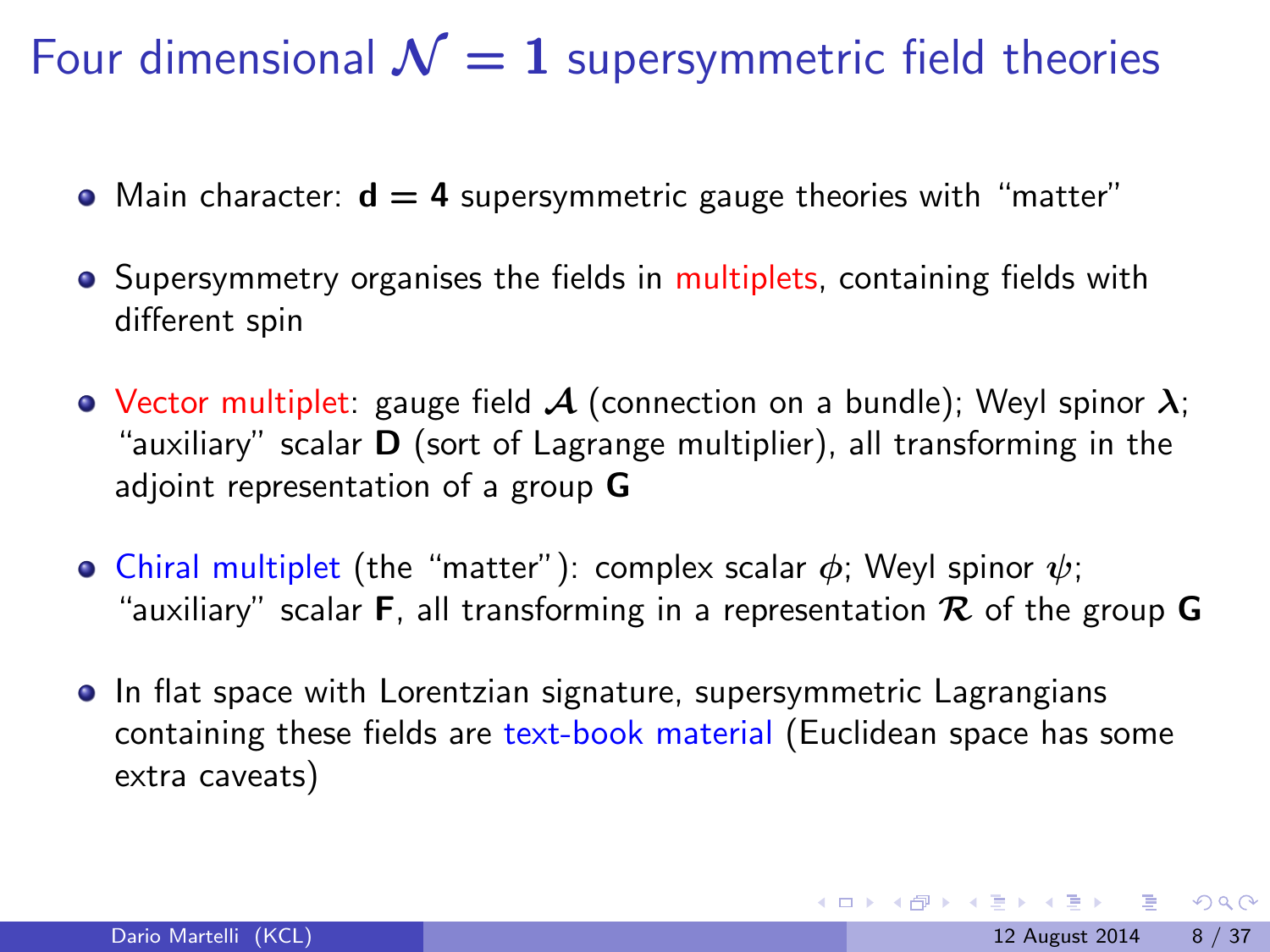# Four dimensional $\mathcal{N} = \mathbf{1}$ supersymmetric field theories

- Main character: $\mathbf{d = 4}$ supersymmetric gauge theories with "matter"
- Supersymmetry organises the fields in multiplets, containing fields with different spin
- Vector multiplet: gauge field $\mathcal{A}$ (connection on a bundle); Weyl spinor $\boldsymbol{\lambda}$; "auxiliary" scalar $\mathbf{D}$ (sort of Lagrange multiplier), all transforming in the adjoint representation of a group $\mathbf{G}$
- Chiral multiplet (the "matter"): complex scalar $\phi$; Weyl spinor $\psi$; "auxiliary" scalar $\mathbf{F}$, all transforming in a representation $\mathcal{R}$ of the group $\mathbf{G}$
- In flat space with Lorentzian signature, supersymmetric Lagrangians containing these fields are text-book material (Euclidean space has some extra caveats)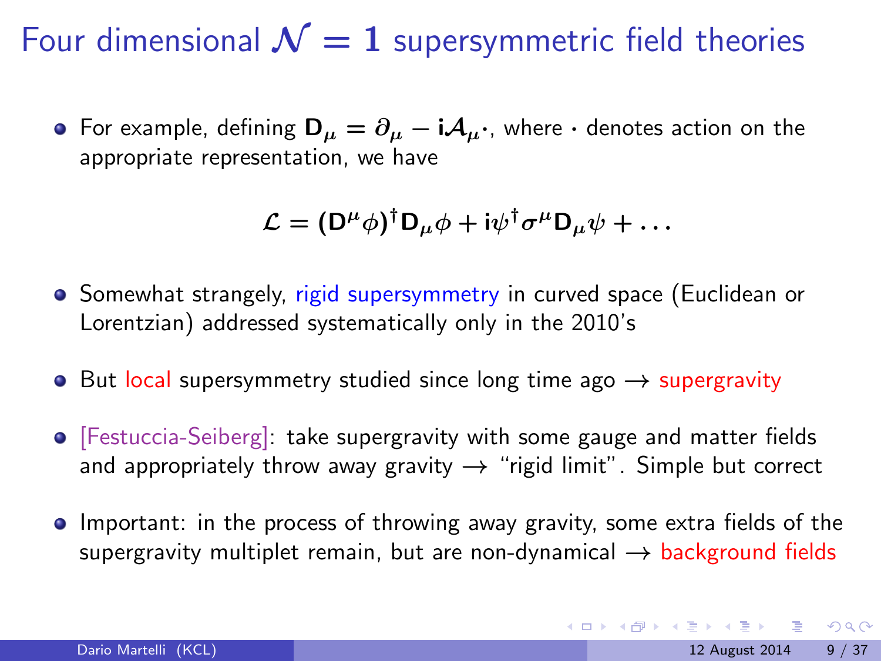# Four dimensional $\mathcal{N} = 1$ supersymmetric field theories

- For example, defining $\mathbf{D}_\mu = \partial_\mu - \mathbf{i}\mathcal{A}_\mu \cdot$, where $\cdot$ denotes action on the appropriate representation, we have

$$\mathcal{L} = (\mathbf{D}^\mu \phi)^\dagger \mathbf{D}_\mu \phi + \mathbf{i}\psi^\dagger \sigma^\mu \mathbf{D}_\mu \psi + \ldots$$

- Somewhat strangely, rigid supersymmetry in curved space (Euclidean or Lorentzian) addressed systematically only in the 2010's

- But local supersymmetry studied since long time ago $\rightarrow$ supergravity

- [Festuccia-Seiberg]: take supergravity with some gauge and matter fields and appropriately throw away gravity $\rightarrow$ "rigid limit". Simple but correct

- Important: in the process of throwing away gravity, some extra fields of the supergravity multiplet remain, but are non-dynamical $\rightarrow$ background fields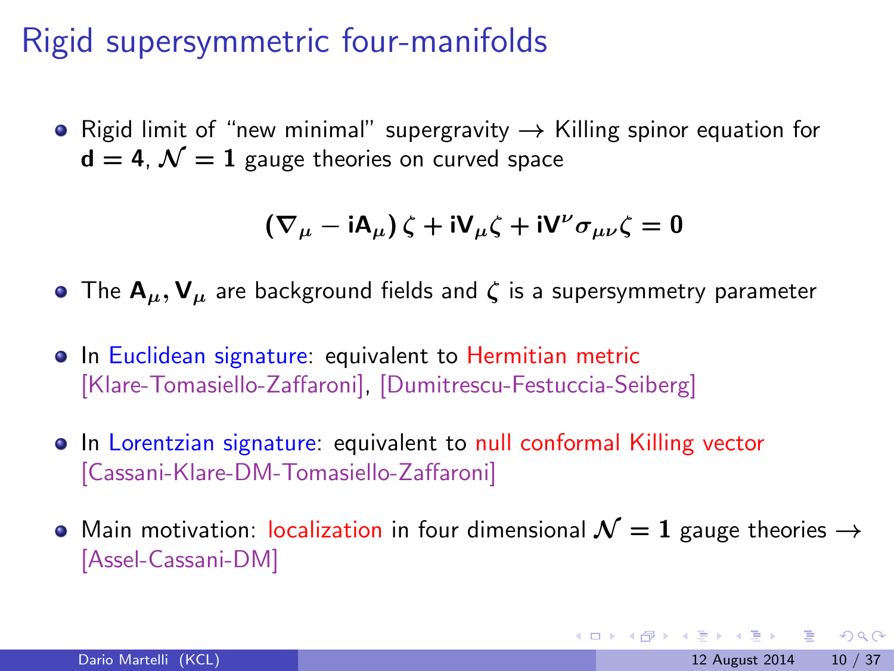# Rigid supersymmetric four-manifolds

- Rigid limit of "new minimal" supergravity → Killing spinor equation for $\mathbf{d = 4}$, $\mathcal{N} = 1$ gauge theories on curved space

$$(\nabla_\mu - iA_\mu)\,\zeta + iV_\mu\zeta + iV^\nu\sigma_{\mu\nu}\zeta = 0$$

- The $A_\mu, V_\mu$ are background fields and $\zeta$ is a supersymmetry parameter

- In Euclidean signature: equivalent to Hermitian metric [Klare-Tomasiello-Zaffaroni], [Dumitrescu-Festuccia-Seiberg]

- In Lorentzian signature: equivalent to null conformal Killing vector [Cassani-Klare-DM-Tomasiello-Zaffaroni]

- Main motivation: localization in four dimensional $\mathcal{N} = 1$ gauge theories → [Assel-Cassani-DM]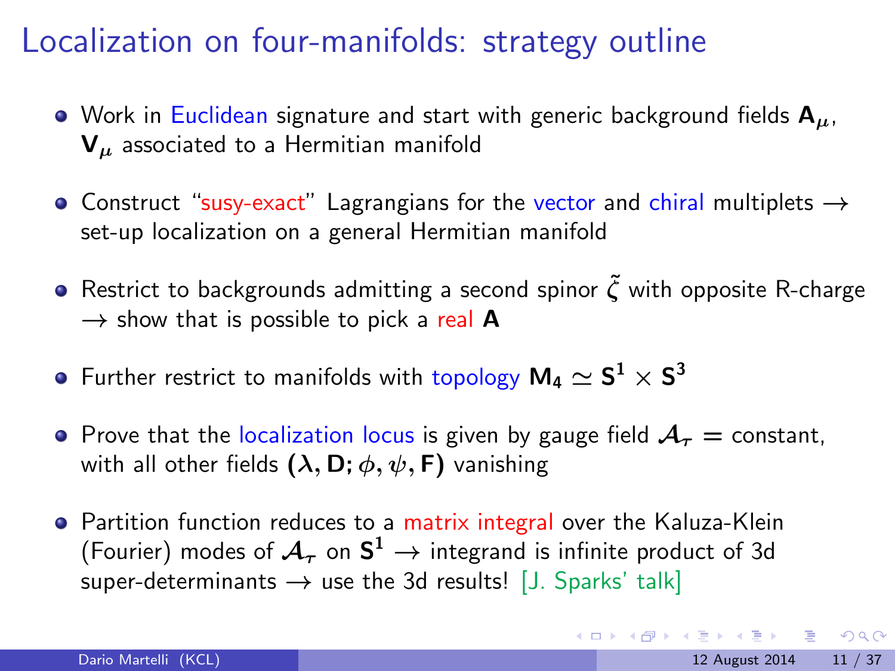# Localization on four-manifolds: strategy outline

- Work in Euclidean signature and start with generic background fields $\mathbf{A}_\mu$, $\mathbf{V}_\mu$ associated to a Hermitian manifold
- Construct "susy-exact" Lagrangians for the vector and chiral multiplets $\rightarrow$ set-up localization on a general Hermitian manifold
- Restrict to backgrounds admitting a second spinor $\tilde{\zeta}$ with opposite R-charge $\rightarrow$ show that is possible to pick a real $\mathbf{A}$
- Further restrict to manifolds with topology $\mathbf{M_4} \simeq \mathbf{S^1} \times \mathbf{S^3}$
- Prove that the localization locus is given by gauge field $\boldsymbol{\mathcal{A}_\tau} =$ constant, with all other fields $(\boldsymbol{\lambda}, \mathbf{D}; \boldsymbol{\phi}, \boldsymbol{\psi}, \mathbf{F})$ vanishing
- Partition function reduces to a matrix integral over the Kaluza-Klein (Fourier) modes of $\boldsymbol{\mathcal{A}_\tau}$ on $\mathbf{S^1}$ $\rightarrow$ integrand is infinite product of 3d super-determinants $\rightarrow$ use the 3d results! [J. Sparks' talk]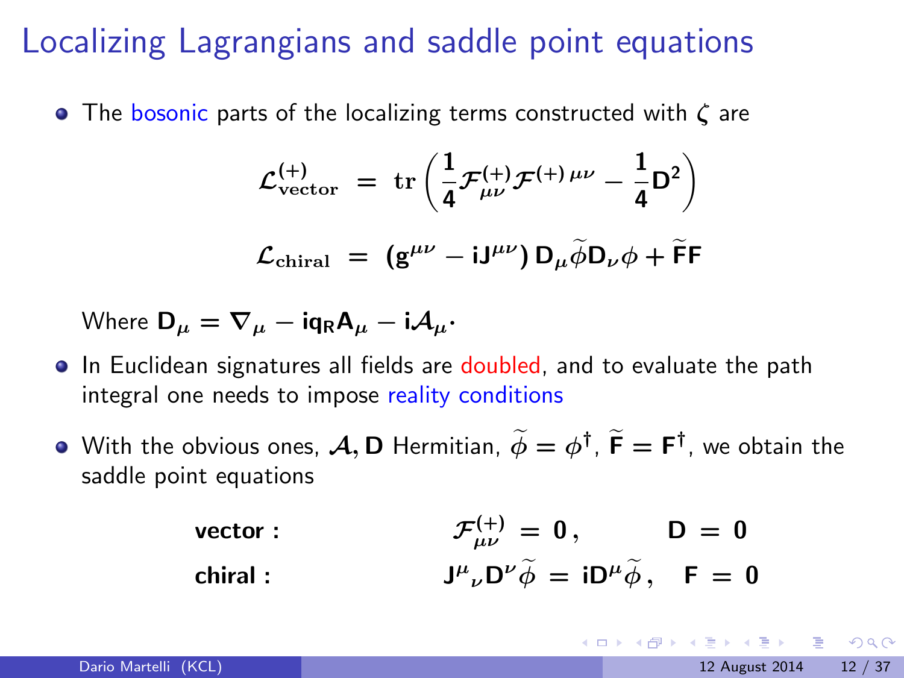# Localizing Lagrangians and saddle point equations

- The bosonic parts of the localizing terms constructed with $\zeta$ are

$$\mathcal{L}^{(+)}_{\text{vector}} \;=\; \text{tr}\left(\frac{1}{4}\mathcal{F}^{(+)}_{\mu\nu}\mathcal{F}^{(+)\,\mu\nu} - \frac{1}{4}\mathsf{D}^2\right)$$

$$\mathcal{L}_{\text{chiral}} \;=\; (g^{\mu\nu} - iJ^{\mu\nu})\, D_\mu \widetilde{\phi} D_\nu \phi + \widetilde{F}F$$

  Where $D_\mu = \nabla_\mu - iq_R A_\mu - i\mathcal{A}_\mu$.

- In Euclidean signatures all fields are doubled, and to evaluate the path integral one needs to impose reality conditions

- With the obvious ones, $\mathcal{A}, \mathsf{D}$ Hermitian, $\widetilde{\phi} = \phi^\dagger$, $\widetilde{F} = F^\dagger$, we obtain the saddle point equations

$$\textbf{vector :} \qquad \mathcal{F}^{(+)}_{\mu\nu} \;=\; 0\,, \qquad \mathsf{D} \;=\; 0$$

$$\textbf{chiral :} \qquad J^\mu{}_\nu D^\nu \widetilde{\phi} \;=\; iD^\mu \widetilde{\phi}\,, \quad F \;=\; 0$$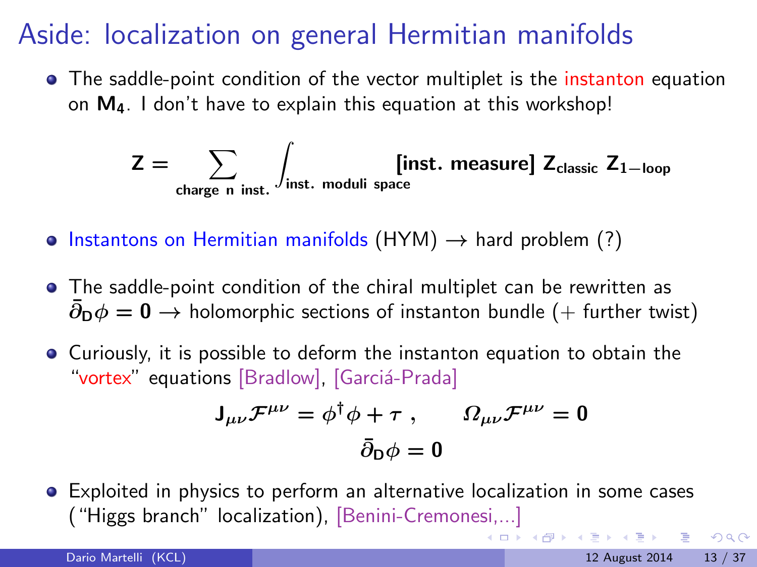# Aside: localization on general Hermitian manifolds

- The saddle-point condition of the vector multiplet is the instanton equation on $\mathbf{M_4}$. I don't have to explain this equation at this workshop!

$$\mathbf{Z} = \sum_{\text{charge n inst.}} \int_{\text{inst. moduli space}} [\textbf{inst. measure}] \, \mathbf{Z}_{\text{classic}} \, \mathbf{Z}_{1-\text{loop}}$$

- Instantons on Hermitian manifolds (HYM) $\rightarrow$ hard problem (?)

- The saddle-point condition of the chiral multiplet can be rewritten as $\bar{\partial}_{\mathbf{D}}\phi = \mathbf{0}$ $\rightarrow$ holomorphic sections of instanton bundle (+ further twist)

- Curiously, it is possible to deform the instanton equation to obtain the "vortex" equations [Bradlow], [Garciá-Prada]

$$\mathbf{J}_{\mu\nu}\mathcal{F}^{\mu\nu} = \phi^{\dagger}\phi + \tau \, , \qquad \Omega_{\mu\nu}\mathcal{F}^{\mu\nu} = \mathbf{0}$$

$$\bar{\partial}_{\mathbf{D}}\phi = \mathbf{0}$$

- Exploited in physics to perform an alternative localization in some cases ("Higgs branch" localization), [Benini-Cremonesi,...]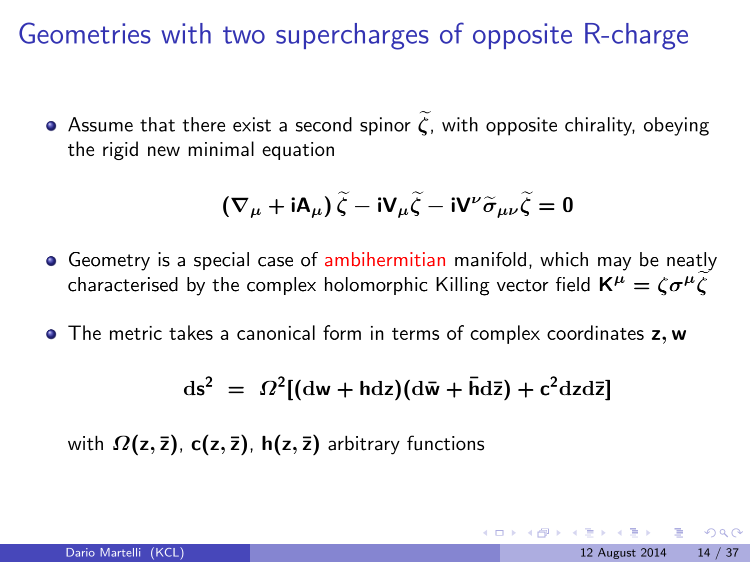# Geometries with two supercharges of opposite R-charge

- Assume that there exist a second spinor $\widetilde{\zeta}$, with opposite chirality, obeying the rigid new minimal equation

$$(\nabla_\mu + iA_\mu)\,\widetilde{\zeta} - iV_\mu\widetilde{\zeta} - iV^\nu\widetilde{\sigma}_{\mu\nu}\widetilde{\zeta} = 0$$

- Geometry is a special case of ambihermitian manifold, which may be neatly characterised by the complex holomorphic Killing vector field $K^\mu = \zeta\sigma^\mu\widetilde{\zeta}$

- The metric takes a canonical form in terms of complex coordinates $z, w$

$$ds^2 \;=\; \Omega^2[(dw + h dz)(d\bar{w} + \bar{h} d\bar{z}) + c^2 dz d\bar{z}]$$

with $\Omega(z,\bar{z})$, $c(z,\bar{z})$, $h(z,\bar{z})$ arbitrary functions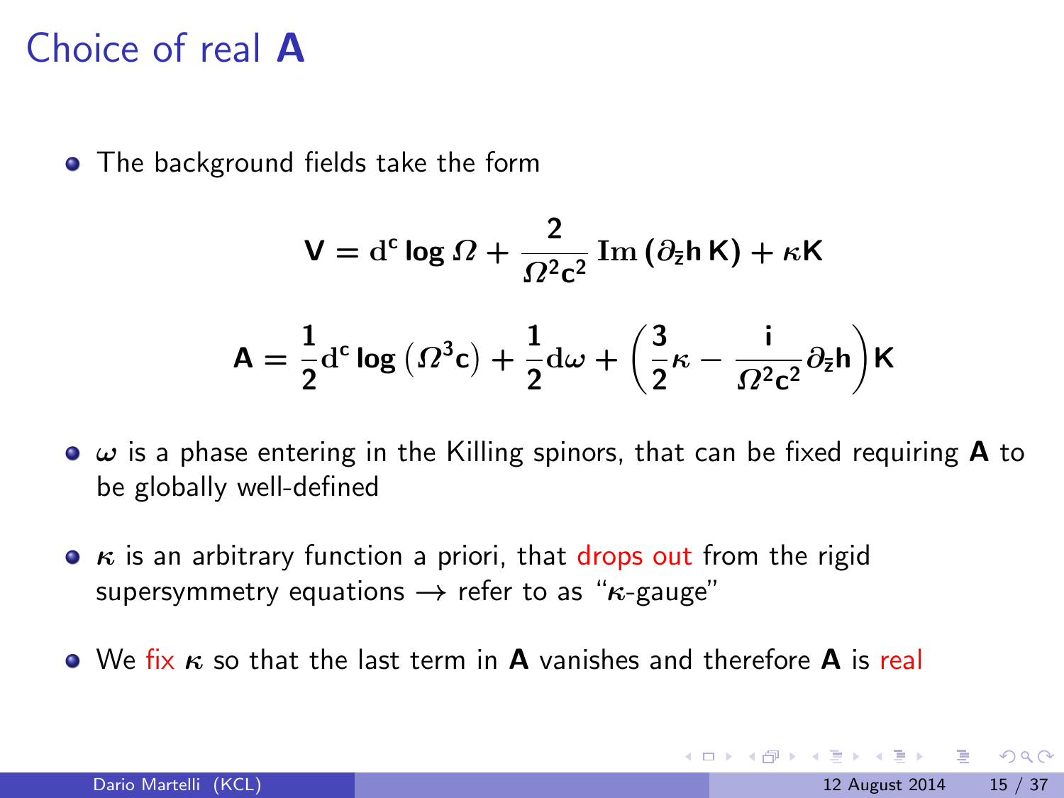# Choice of real **A**

- The background fields take the form

$$\mathbf{V} = \mathrm{d}^{c} \log \Omega + \frac{2}{\Omega^2 \mathbf{c}^2}\, \mathrm{Im}\left(\partial_{\bar{z}} \mathbf{h}\, \mathbf{K}\right) + \kappa \mathbf{K}$$

$$\mathbf{A} = \frac{1}{2}\mathrm{d}^{c} \log\left(\Omega^3 \mathbf{c}\right) + \frac{1}{2}\mathrm{d}\omega + \left(\frac{3}{2}\kappa - \frac{\mathrm{i}}{\Omega^2 \mathbf{c}^2}\partial_{\bar{z}} \mathbf{h}\right)\mathbf{K}$$

- $\omega$ is a phase entering in the Killing spinors, that can be fixed requiring **A** to be globally well-defined

- $\kappa$ is an arbitrary function a priori, that drops out from the rigid supersymmetry equations $\rightarrow$ refer to as "$\kappa$-gauge"

- We fix $\kappa$ so that the last term in **A** vanishes and therefore **A** is real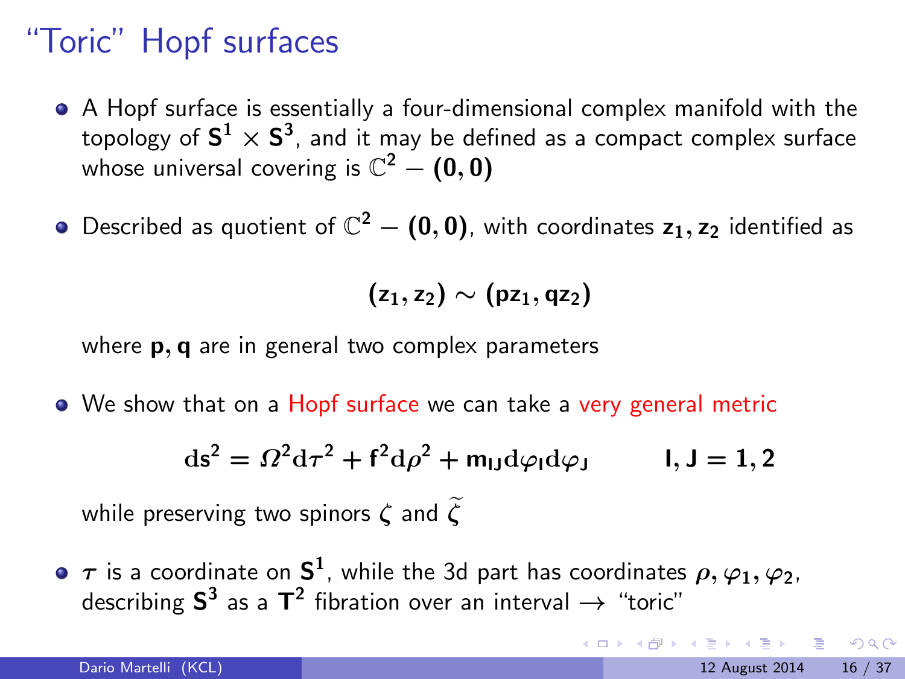# "Toric" Hopf surfaces

- A Hopf surface is essentially a four-dimensional complex manifold with the topology of $\mathbf{S^1} \times \mathbf{S^3}$, and it may be defined as a compact complex surface whose universal covering is $\mathbb{C}^2 - (0, 0)$

- Described as quotient of $\mathbb{C}^2 - (0, 0)$, with coordinates $z_1, z_2$ identified as

$$(z_1, z_2) \sim (pz_1, qz_2)$$

  where $p, q$ are in general two complex parameters

- We show that on a Hopf surface we can take a very general metric

$$ds^2 = \Omega^2 d\tau^2 + f^2 d\rho^2 + m_{IJ} d\varphi_I d\varphi_J \qquad I, J = 1, 2$$

  while preserving two spinors $\zeta$ and $\widetilde{\zeta}$

- $\tau$ is a coordinate on $\mathbf{S^1}$, while the 3d part has coordinates $\rho, \varphi_1, \varphi_2$, describing $\mathbf{S^3}$ as a $\mathbf{T^2}$ fibration over an interval $\rightarrow$ "toric"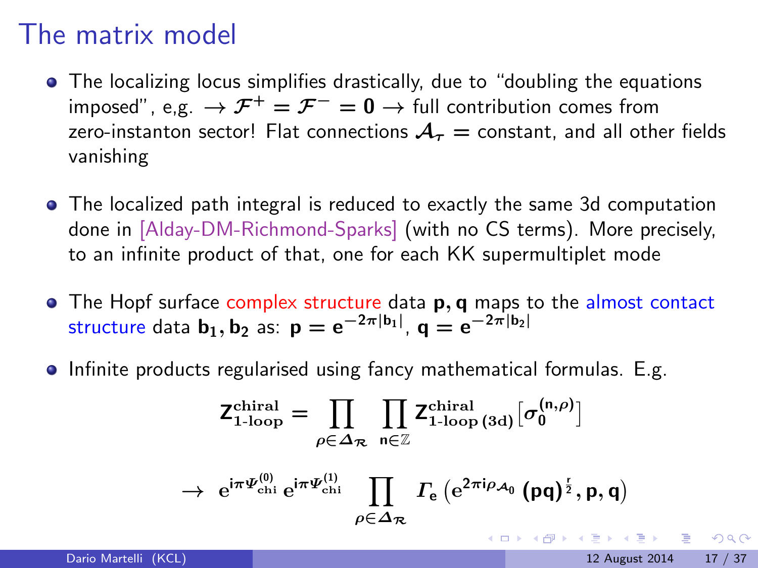# The matrix model

- The localizing locus simplifies drastically, due to "doubling the equations imposed", e,g. $\to \mathcal{F}^+ = \mathcal{F}^- = 0 \to$ full contribution comes from zero-instanton sector! Flat connections $\mathcal{A}_\tau =$ constant, and all other fields vanishing

- The localized path integral is reduced to exactly the same 3d computation done in [Alday-DM-Richmond-Sparks] (with no CS terms). More precisely, to an infinite product of that, one for each KK supermultiplet mode

- The Hopf surface complex structure data $\mathbf{p}, \mathbf{q}$ maps to the almost contact structure data $\mathbf{b_1}, \mathbf{b_2}$ as: $\mathbf{p} = \mathbf{e}^{-2\pi|\mathbf{b_1}|}$, $\mathbf{q} = \mathbf{e}^{-2\pi|\mathbf{b_2}|}$

- Infinite products regularised using fancy mathematical formulas. E.g.

$$\mathbf{Z}^{\text{chiral}}_{\text{1-loop}} = \prod_{\rho \in \Delta_{\mathcal{R}}} \prod_{\mathbf{n} \in \mathbb{Z}} \mathbf{Z}^{\text{chiral}}_{\text{1-loop (3d)}} \left[ \sigma_0^{(\mathbf{n}, \rho)} \right]$$

$$\to \; \mathbf{e}^{\mathbf{i}\pi \Psi^{(0)}_{\text{chi}}} \, \mathbf{e}^{\mathbf{i}\pi \Psi^{(1)}_{\text{chi}}} \prod_{\rho \in \Delta_{\mathcal{R}}} \Gamma_{\mathbf{e}} \left( \mathbf{e}^{2\pi \mathbf{i} \rho_{\mathcal{A}_0}} \, (\mathbf{pq})^{\frac{\mathbf{r}}{2}}, \mathbf{p}, \mathbf{q} \right)$$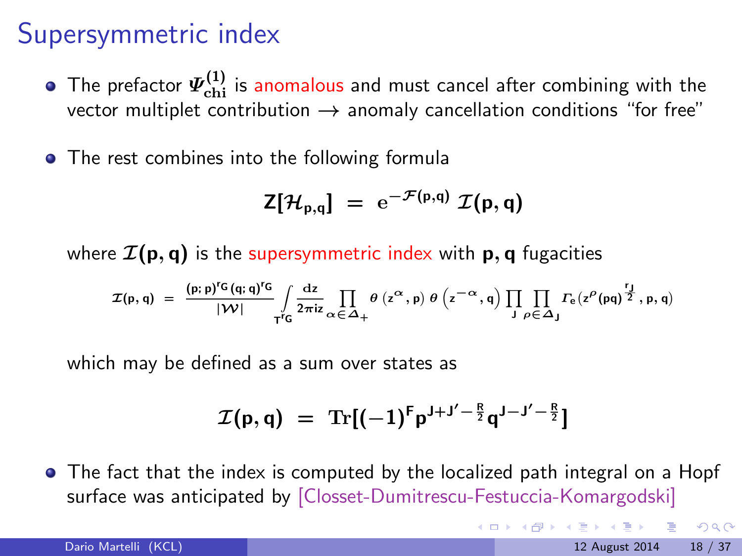# Supersymmetric index

- The prefactor $\Psi^{(1)}_{\text{chi}}$ is anomalous and must cancel after combining with the vector multiplet contribution → anomaly cancellation conditions "for free"

- The rest combines into the following formula

$$Z[\mathcal{H}_{p,q}] \;=\; e^{-\mathcal{F}(p,q)}\,\mathcal{I}(p,q)$$

  where $\mathcal{I}(p,q)$ is the supersymmetric index with $p, q$ fugacities

$$\mathcal{I}(p,q) \;=\; \frac{(p;p)^{r_G}(q;q)^{r_G}}{|\mathcal{W}|}\int_{T^{r_G}} \frac{dz}{2\pi i z} \prod_{\alpha\in\Delta_+} \theta\left(z^{\alpha},p\right)\theta\left(z^{-\alpha},q\right) \prod_J \prod_{\rho\in\Delta_J} \Gamma_e\left(z^{\rho}(pq)^{\frac{r_J}{2}},p,q\right)$$

  which may be defined as a sum over states as

$$\mathcal{I}(p,q) \;=\; \mathrm{Tr}[(-1)^F p^{J+J'-\frac{R}{2}} q^{J-J'-\frac{R}{2}}]$$

- The fact that the index is computed by the localized path integral on a Hopf surface was anticipated by [Closset-Dumitrescu-Festuccia-Komargodski]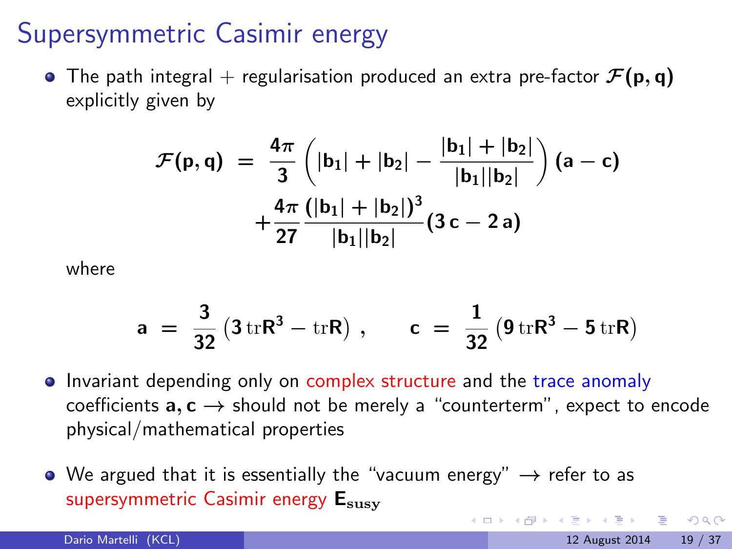# Supersymmetric Casimir energy

- The path integral + regularisation produced an extra pre-factor $\mathcal{F}(\mathbf{p},\mathbf{q})$ explicitly given by

$$
\begin{aligned}
\mathcal{F}(\mathbf{p},\mathbf{q}) \; = \; & \frac{4\pi}{3}\left(|\mathbf{b}_1| + |\mathbf{b}_2| - \frac{|\mathbf{b}_1| + |\mathbf{b}_2|}{|\mathbf{b}_1||\mathbf{b}_2|}\right)(\mathbf{a}-\mathbf{c}) \\
& + \frac{4\pi}{27}\frac{(|\mathbf{b}_1| + |\mathbf{b}_2|)^3}{|\mathbf{b}_1||\mathbf{b}_2|}(3\,\mathbf{c} - 2\,\mathbf{a})
\end{aligned}
$$

  where

$$
\mathbf{a} \; = \; \frac{3}{32}\left(3\,\mathrm{tr}\mathbf{R}^3 - \mathrm{tr}\mathbf{R}\right) , \qquad \mathbf{c} \; = \; \frac{1}{32}\left(9\,\mathrm{tr}\mathbf{R}^3 - 5\,\mathrm{tr}\mathbf{R}\right)
$$

- Invariant depending only on complex structure and the trace anomaly coefficients $\mathbf{a}, \mathbf{c}$ $\rightarrow$ should not be merely a "counterterm", expect to encode physical/mathematical properties

- We argued that it is essentially the "vacuum energy" $\rightarrow$ refer to as supersymmetric Casimir energy $\mathbf{E}_{\mathrm{susy}}$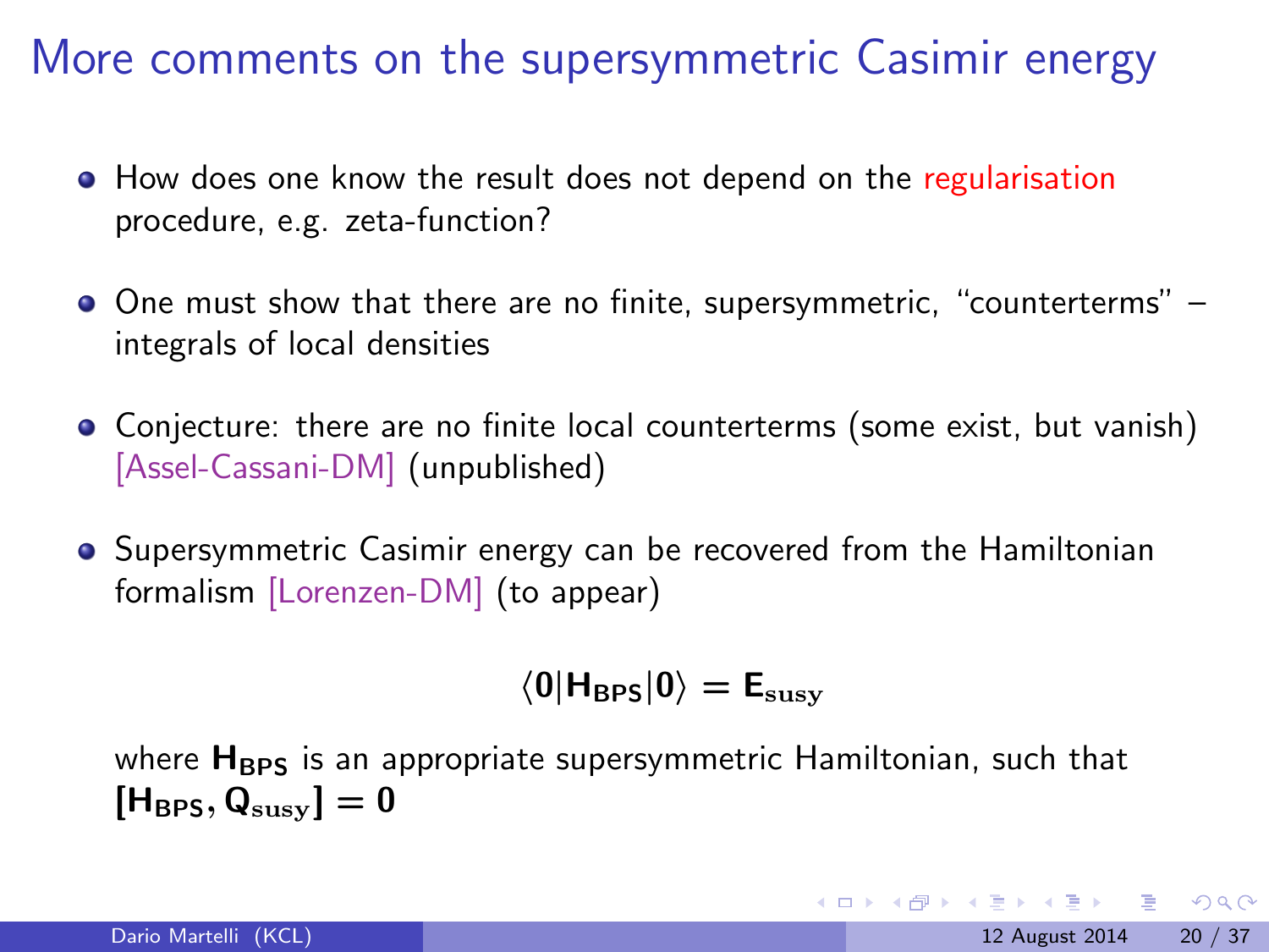# More comments on the supersymmetric Casimir energy

- How does one know the result does not depend on the regularisation procedure, e.g. zeta-function?
- One must show that there are no finite, supersymmetric, "counterterms" – integrals of local densities
- Conjecture: there are no finite local counterterms (some exist, but vanish) [Assel-Cassani-DM] (unpublished)
- Supersymmetric Casimir energy can be recovered from the Hamiltonian formalism [Lorenzen-DM] (to appear)

$$\langle \mathbf{0} | \mathbf{H}_{\mathbf{BPS}} | \mathbf{0} \rangle = \mathbf{E}_{\mathbf{susy}}$$

where $\mathbf{H}_{\mathbf{BPS}}$ is an appropriate supersymmetric Hamiltonian, such that $[\mathbf{H}_{\mathbf{BPS}}, \mathbf{Q}_{\mathbf{susy}}] = \mathbf{0}$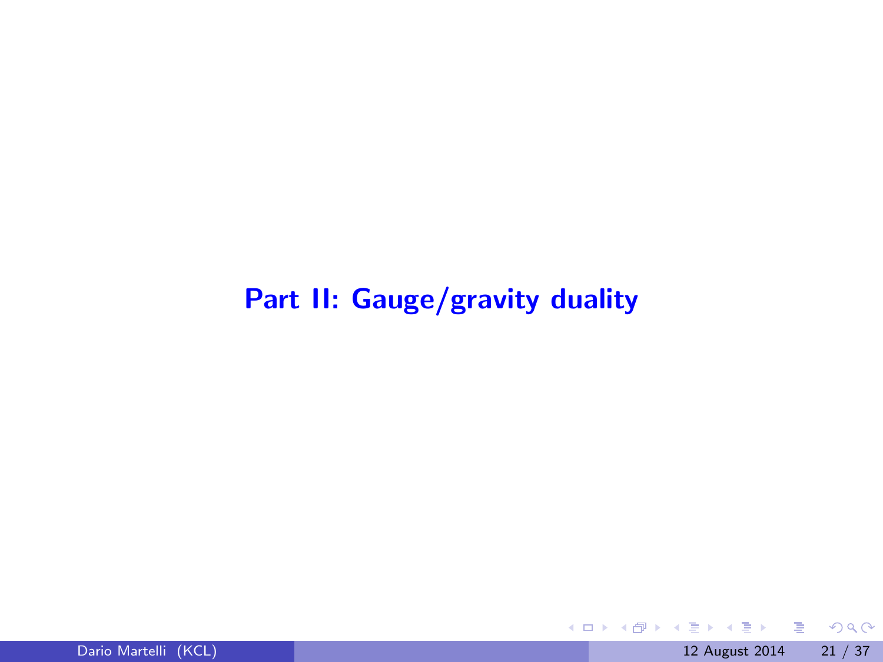# Part II: Gauge/gravity duality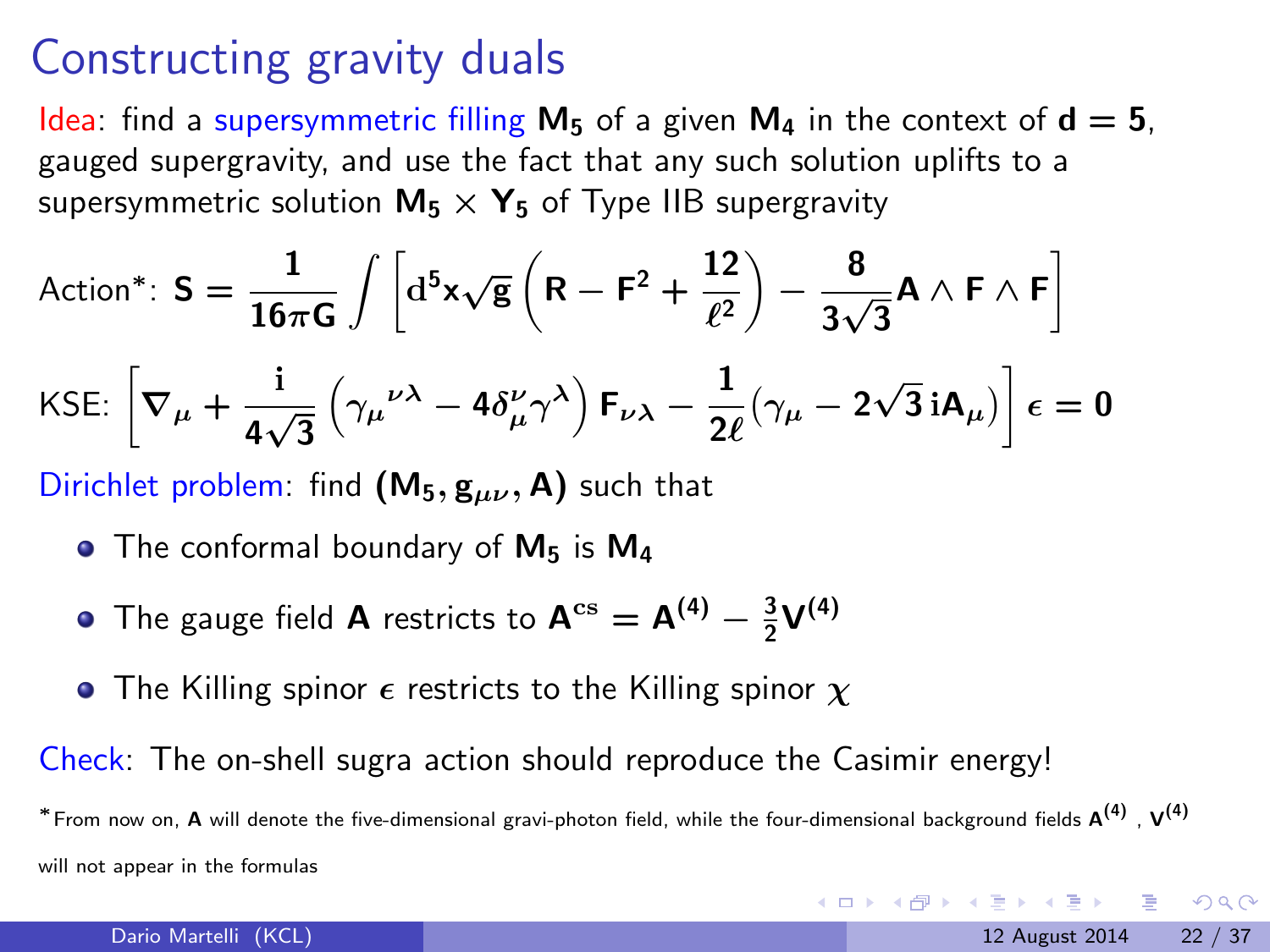# Constructing gravity duals

Idea: find a supersymmetric filling $\mathbf{M_5}$ of a given $\mathbf{M_4}$ in the context of $\mathbf{d = 5}$, gauged supergravity, and use the fact that any such solution uplifts to a supersymmetric solution $\mathbf{M_5} \times \mathbf{Y_5}$ of Type IIB supergravity

Action*: 
$$\mathbf{S} = \frac{1}{16\pi G} \int \left[ d^5x \sqrt{g} \left( R - F^2 + \frac{12}{\ell^2} \right) - \frac{8}{3\sqrt{3}} A \wedge F \wedge F \right]$$

KSE: 
$$\left[ \nabla_\mu + \frac{i}{4\sqrt{3}} \left( \gamma_\mu{}^{\nu\lambda} - 4\delta_\mu^\nu \gamma^\lambda \right) F_{\nu\lambda} - \frac{1}{2\ell} \left( \gamma_\mu - 2\sqrt{3}\, i A_\mu \right) \right] \epsilon = 0$$

Dirichlet problem: find $(\mathbf{M_5}, g_{\mu\nu}, A)$ such that

- The conformal boundary of $\mathbf{M_5}$ is $\mathbf{M_4}$
- The gauge field $\mathbf{A}$ restricts to $A^{cs} = A^{(4)} - \frac{3}{2} V^{(4)}$
- The Killing spinor $\epsilon$ restricts to the Killing spinor $\chi$

Check: The on-shell sugra action should reproduce the Casimir energy!

*From now on, $\mathbf{A}$ will denote the five-dimensional gravi-photon field, while the four-dimensional background fields $A^{(4)}$ , $V^{(4)}$ will not appear in the formulas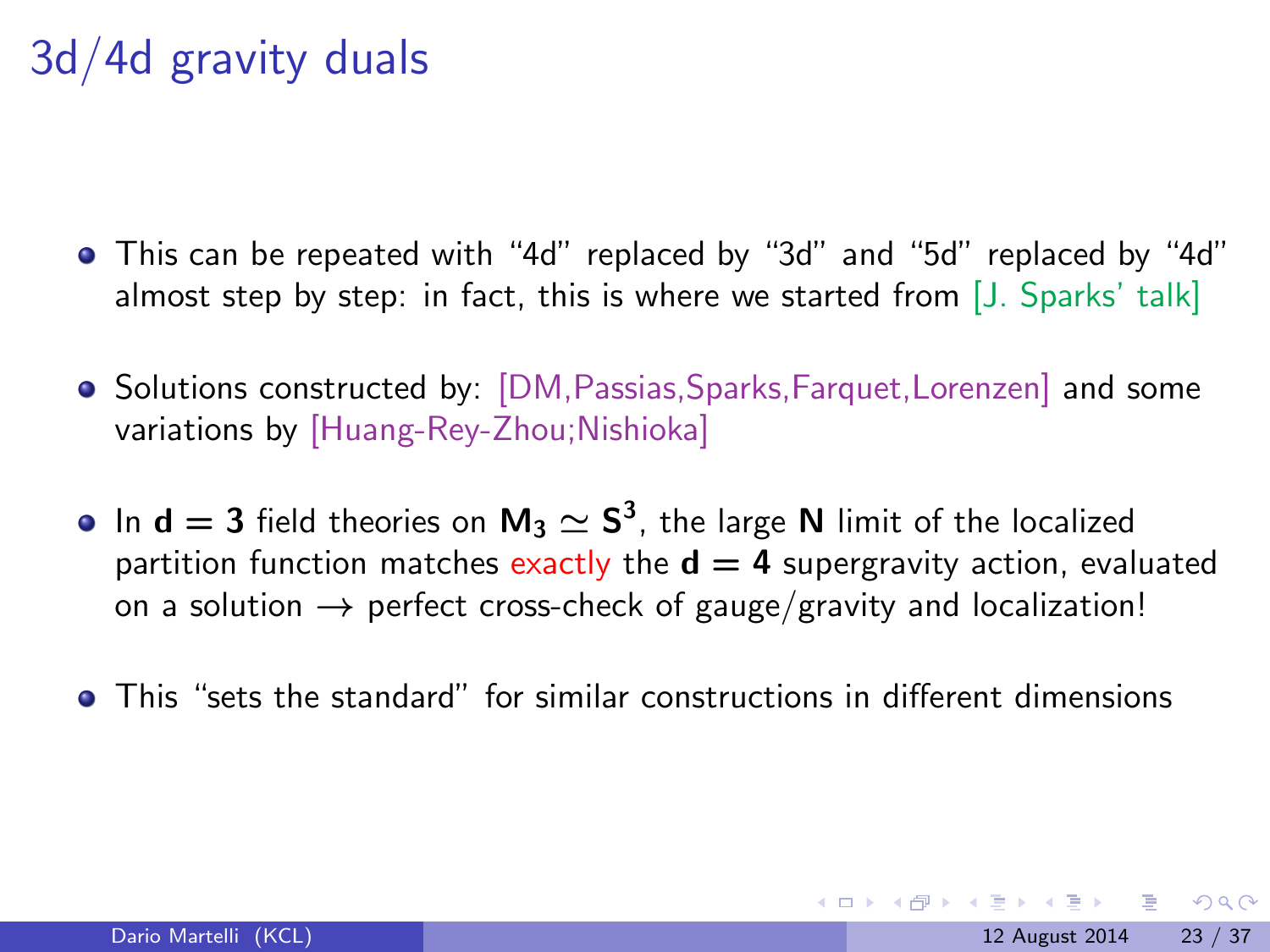# 3d/4d gravity duals

- This can be repeated with "4d" replaced by "3d" and "5d" replaced by "4d" almost step by step: in fact, this is where we started from [J. Sparks' talk]
- Solutions constructed by: [DM,Passias,Sparks,Farquet,Lorenzen] and some variations by [Huang-Rey-Zhou;Nishioka]
- In $\mathbf{d = 3}$ field theories on $\mathbf{M_3 \simeq S^3}$, the large $\mathbf{N}$ limit of the localized partition function matches exactly the $\mathbf{d = 4}$ supergravity action, evaluated on a solution $\rightarrow$ perfect cross-check of gauge/gravity and localization!
- This "sets the standard" for similar constructions in different dimensions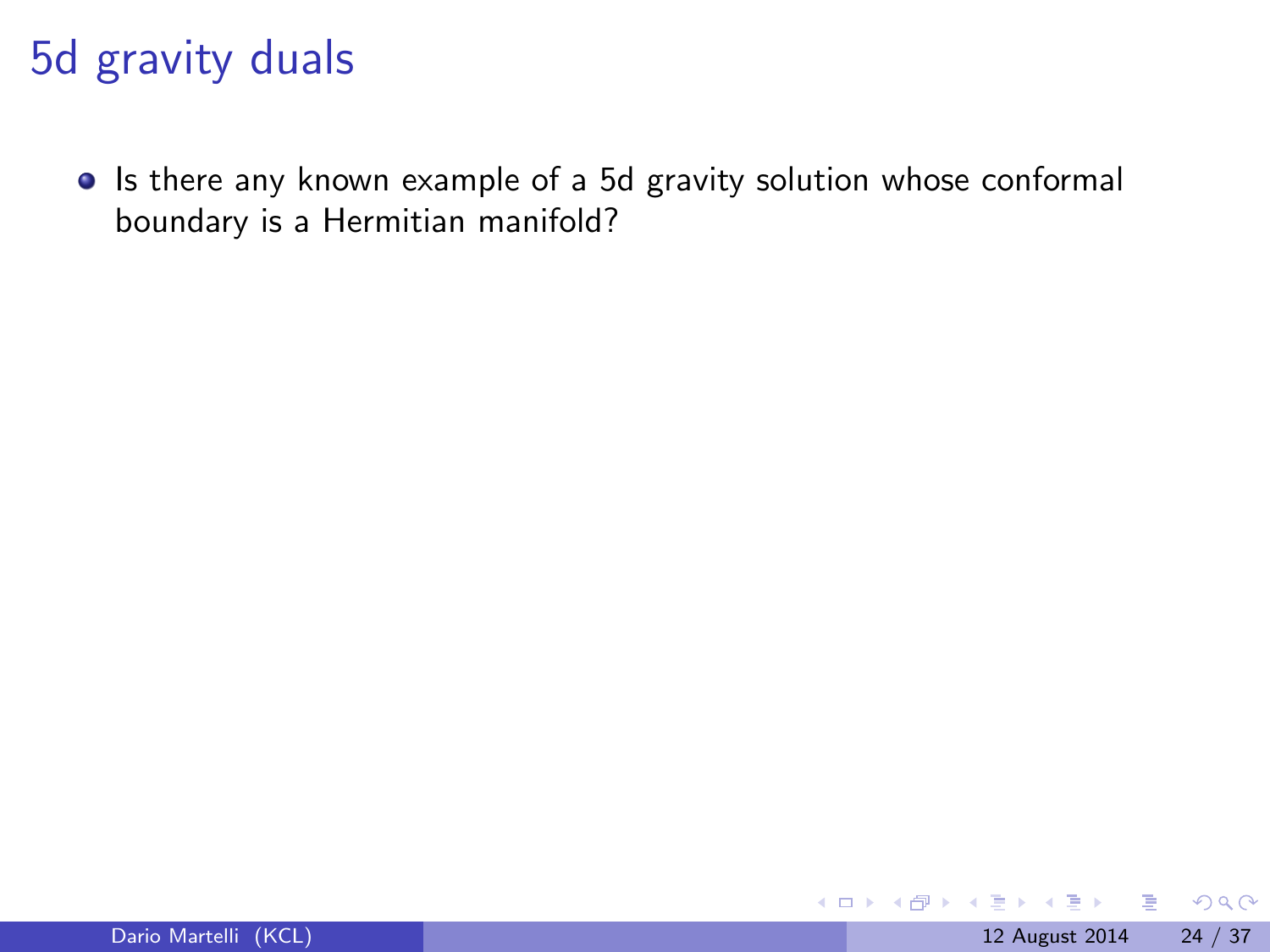# 5d gravity duals

- Is there any known example of a 5d gravity solution whose conformal boundary is a Hermitian manifold?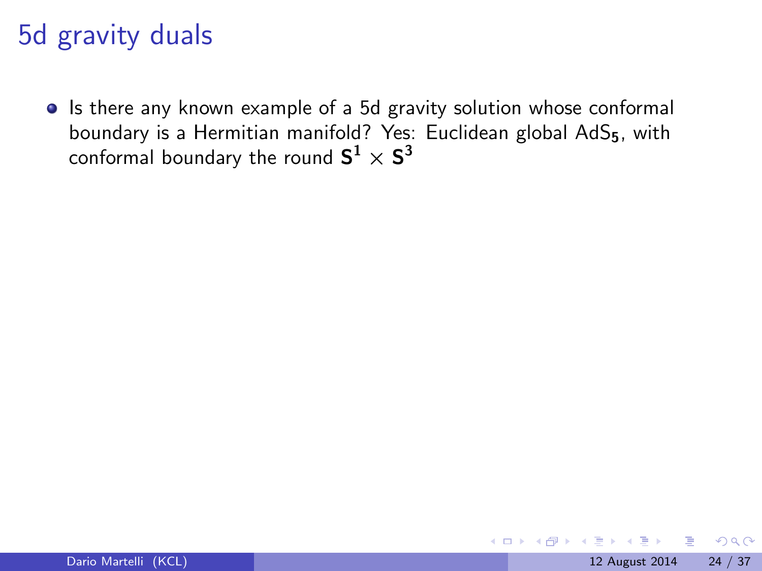# 5d gravity duals

- Is there any known example of a 5d gravity solution whose conformal boundary is a Hermitian manifold? Yes: Euclidean global $\mathrm{AdS}_5$, with conformal boundary the round $\mathbf{S^1} \times \mathbf{S^3}$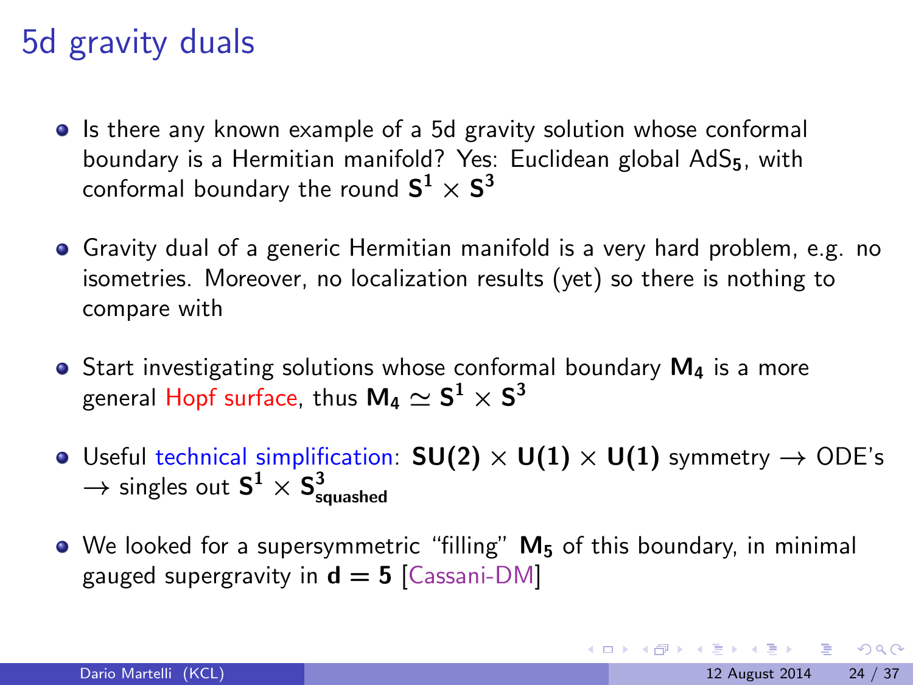# 5d gravity duals

- Is there any known example of a 5d gravity solution whose conformal boundary is a Hermitian manifold? Yes: Euclidean global $\mathrm{AdS}_5$, with conformal boundary the round $\mathbf{S}^1 \times \mathbf{S}^3$

- Gravity dual of a generic Hermitian manifold is a very hard problem, e.g. no isometries. Moreover, no localization results (yet) so there is nothing to compare with

- Start investigating solutions whose conformal boundary $\mathbf{M}_4$ is a more general Hopf surface, thus $\mathbf{M}_4 \simeq \mathbf{S}^1 \times \mathbf{S}^3$

- Useful technical simplification: $\mathbf{SU(2)} \times \mathbf{U(1)} \times \mathbf{U(1)}$ symmetry $\rightarrow$ ODE's $\rightarrow$ singles out $\mathbf{S}^1 \times \mathbf{S}^3_{\text{squashed}}$

- We looked for a supersymmetric "filling" $\mathbf{M}_5$ of this boundary, in minimal gauged supergravity in $\mathbf{d = 5}$ [Cassani-DM]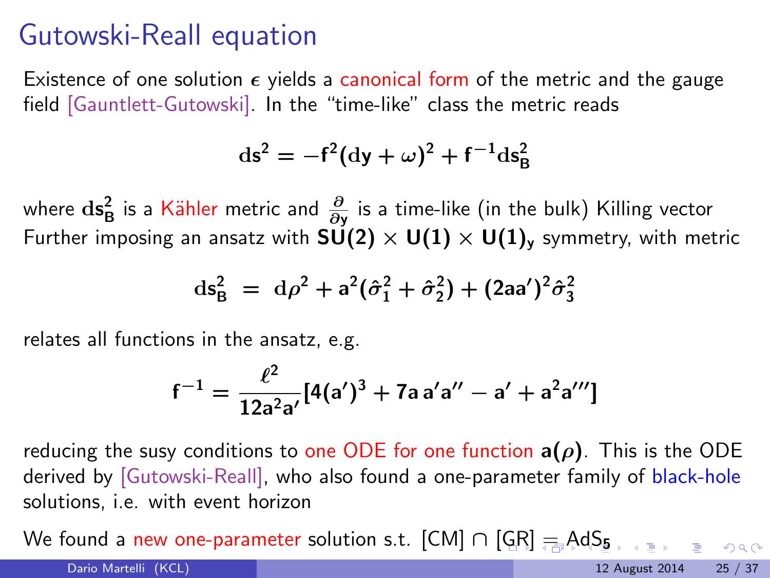# Gutowski-Reall equation

Existence of one solution $\epsilon$ yields a canonical form of the metric and the gauge field [Gauntlett-Gutowski]. In the "time-like" class the metric reads

$$ds^2 = -f^2(dy + \omega)^2 + f^{-1}ds_B^2$$

where $ds_B^2$ is a Kähler metric and $\frac{\partial}{\partial y}$ is a time-like (in the bulk) Killing vector
Further imposing an ansatz with $SU(2) \times U(1) \times U(1)_y$ symmetry, with metric

$$ds_B^2 = d\rho^2 + a^2(\hat{\sigma}_1^2 + \hat{\sigma}_2^2) + (2aa')^2\hat{\sigma}_3^2$$

relates all functions in the ansatz, e.g.

$$f^{-1} = \frac{\ell^2}{12a^2a'}[4(a')^3 + 7a\,a'a'' - a' + a^2a''']$$

reducing the susy conditions to one ODE for one function $a(\rho)$. This is the ODE derived by [Gutowski-Reall], who also found a one-parameter family of black-hole solutions, i.e. with event horizon

We found a new one-parameter solution s.t. [CM] $\cap$ [GR] $=$ $AdS_5$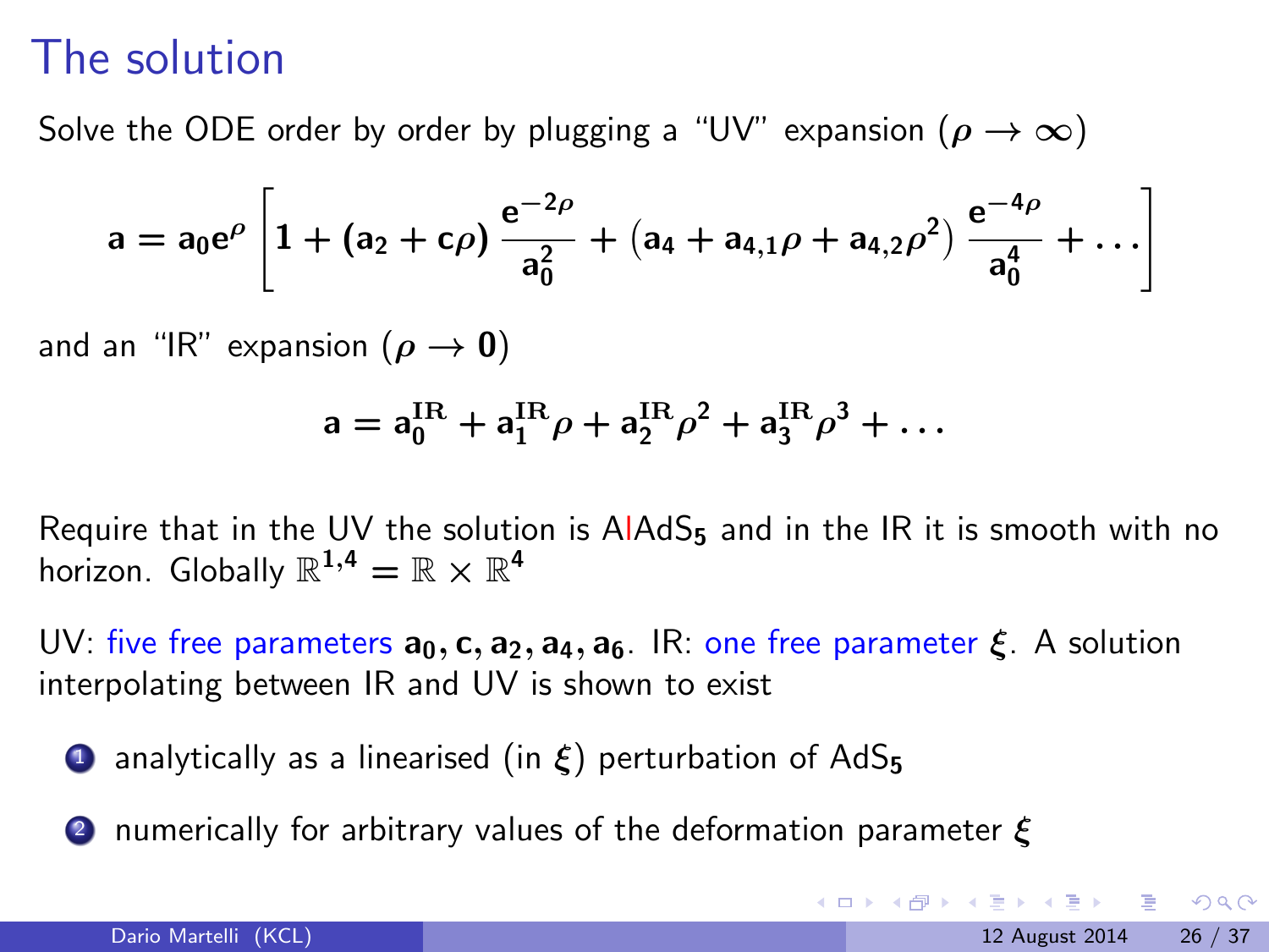# The solution

Solve the ODE order by order by plugging a "UV" expansion ($\rho \to \infty$)

$$\mathbf{a} = \mathbf{a}_0 e^{\rho} \left[ 1 + (\mathbf{a}_2 + \mathbf{c}\rho) \frac{e^{-2\rho}}{\mathbf{a}_0^2} + \left( \mathbf{a}_4 + \mathbf{a}_{4,1}\rho + \mathbf{a}_{4,2}\rho^2 \right) \frac{e^{-4\rho}}{\mathbf{a}_0^4} + \ldots \right]$$

and an "IR" expansion ($\rho \to 0$)

$$\mathbf{a} = \mathbf{a}_0^{\mathrm{IR}} + \mathbf{a}_1^{\mathrm{IR}}\rho + \mathbf{a}_2^{\mathrm{IR}}\rho^2 + \mathbf{a}_3^{\mathrm{IR}}\rho^3 + \ldots$$

Require that in the UV the solution is AlAdS$_5$ and in the IR it is smooth with no horizon. Globally $\mathbb{R}^{1,4} = \mathbb{R} \times \mathbb{R}^4$

UV: five free parameters $\mathbf{a}_0, \mathbf{c}, \mathbf{a}_2, \mathbf{a}_4, \mathbf{a}_6$. IR: one free parameter $\xi$. A solution interpolating between IR and UV is shown to exist

1. analytically as a linearised (in $\xi$) perturbation of AdS$_5$
2. numerically for arbitrary values of the deformation parameter $\xi$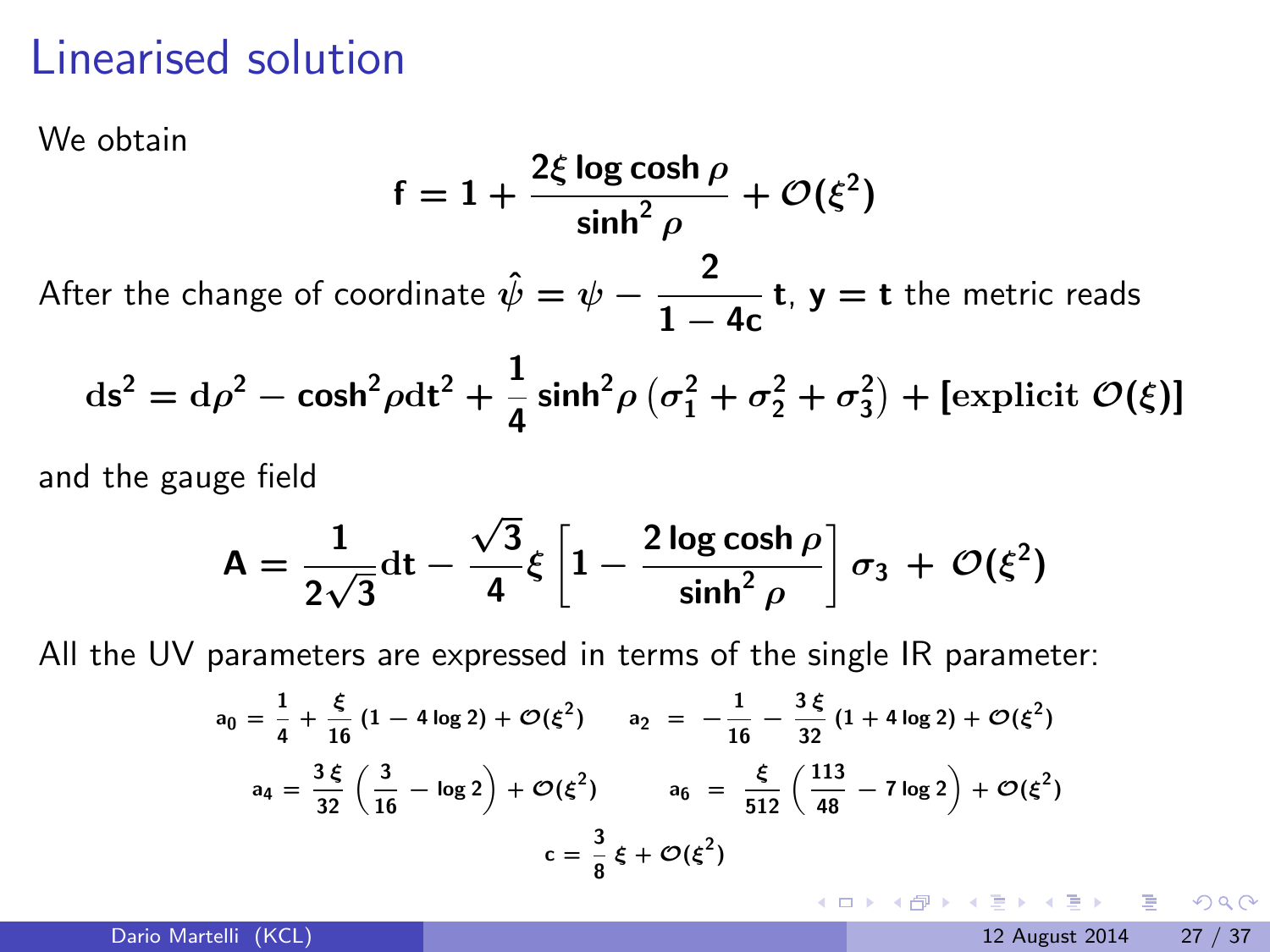# Linearised solution

We obtain

$$\mathbf{f} = 1 + \frac{2\xi \log\cosh\rho}{\sinh^2\rho} + \mathcal{O}(\xi^2)$$

After the change of coordinate $\hat{\psi} = \psi - \dfrac{2}{1-4c}\,t$, $y = t$ the metric reads

$$ds^2 = d\rho^2 - \cosh^2\rho\, dt^2 + \frac{1}{4}\sinh^2\rho\left(\sigma_1^2 + \sigma_2^2 + \sigma_3^2\right) + [\text{explicit } \mathcal{O}(\xi)]$$

and the gauge field

$$A = \frac{1}{2\sqrt{3}}dt - \frac{\sqrt{3}}{4}\xi\left[1 - \frac{2\log\cosh\rho}{\sinh^2\rho}\right]\sigma_3 + \mathcal{O}(\xi^2)$$

All the UV parameters are expressed in terms of the single IR parameter:

$$a_0 = \frac{1}{4} + \frac{\xi}{16}\left(1 - 4\log 2\right) + \mathcal{O}(\xi^2) \qquad a_2 = -\frac{1}{16} - \frac{3\,\xi}{32}\left(1 + 4\log 2\right) + \mathcal{O}(\xi^2)$$

$$a_4 = \frac{3\,\xi}{32}\left(\frac{3}{16} - \log 2\right) + \mathcal{O}(\xi^2) \qquad a_6 = \frac{\xi}{512}\left(\frac{113}{48} - 7\log 2\right) + \mathcal{O}(\xi^2)$$

$$c = \frac{3}{8}\,\xi + \mathcal{O}(\xi^2)$$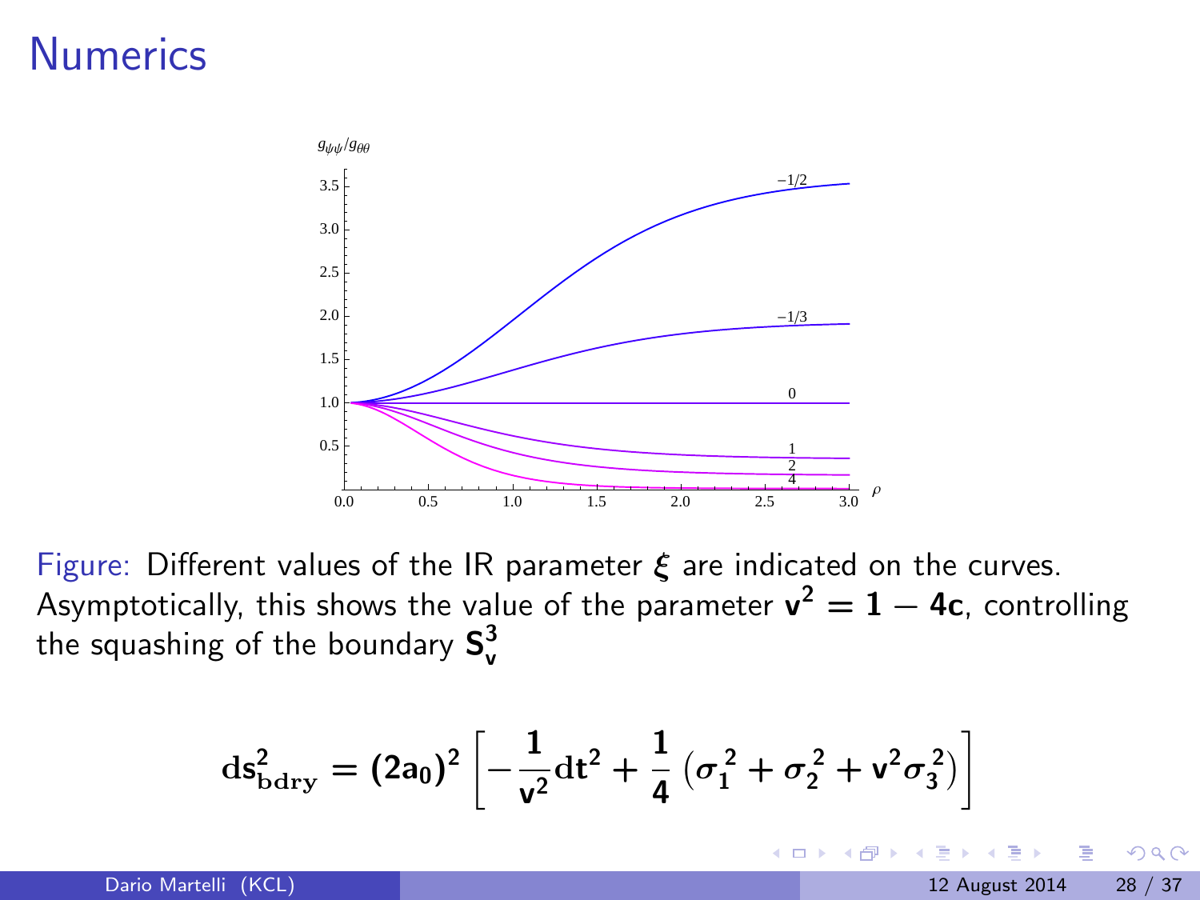# Numerics

Figure: Different values of the IR parameter $\xi$ are indicated on the curves. Asymptotically, this shows the value of the parameter $\mathbf{v^2 = 1 - 4c}$, controlling the squashing of the boundary $\mathbf{S^3_v}$

$$\mathbf{ds^2_{bdry} = (2a_0)^2 \left[ -\frac{1}{v^2} dt^2 + \frac{1}{4} \left( \sigma_1{}^2 + \sigma_2{}^2 + v^2 \sigma_3{}^2 \right) \right]}$$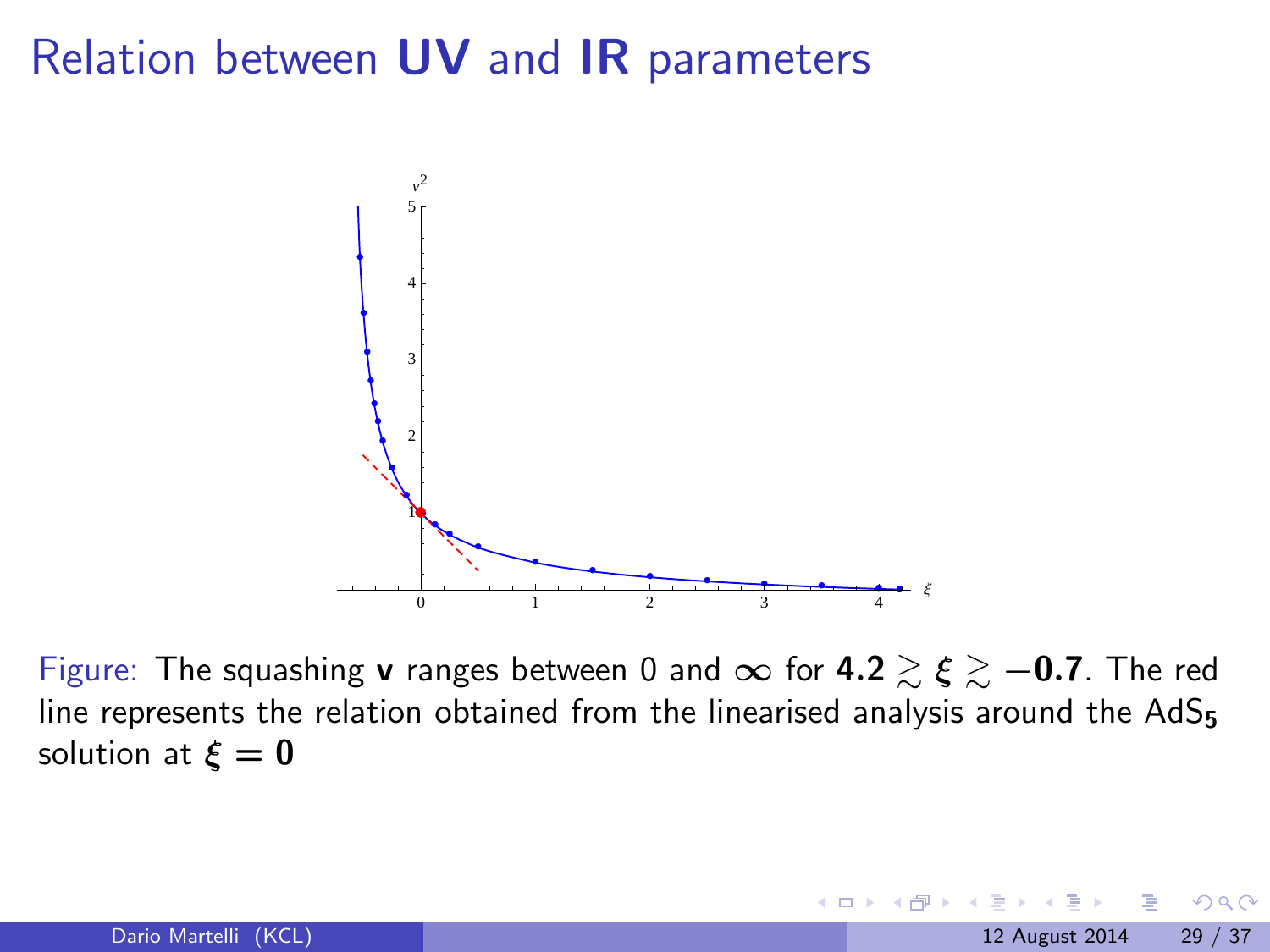# Relation between **UV** and **IR** parameters

Figure: The squashing **v** ranges between 0 and $\infty$ for $\mathbf{4.2} \gtrsim \boldsymbol{\xi} \gtrsim \mathbf{-0.7}$. The red line represents the relation obtained from the linearised analysis around the $AdS_5$ solution at $\boldsymbol{\xi} = \mathbf{0}$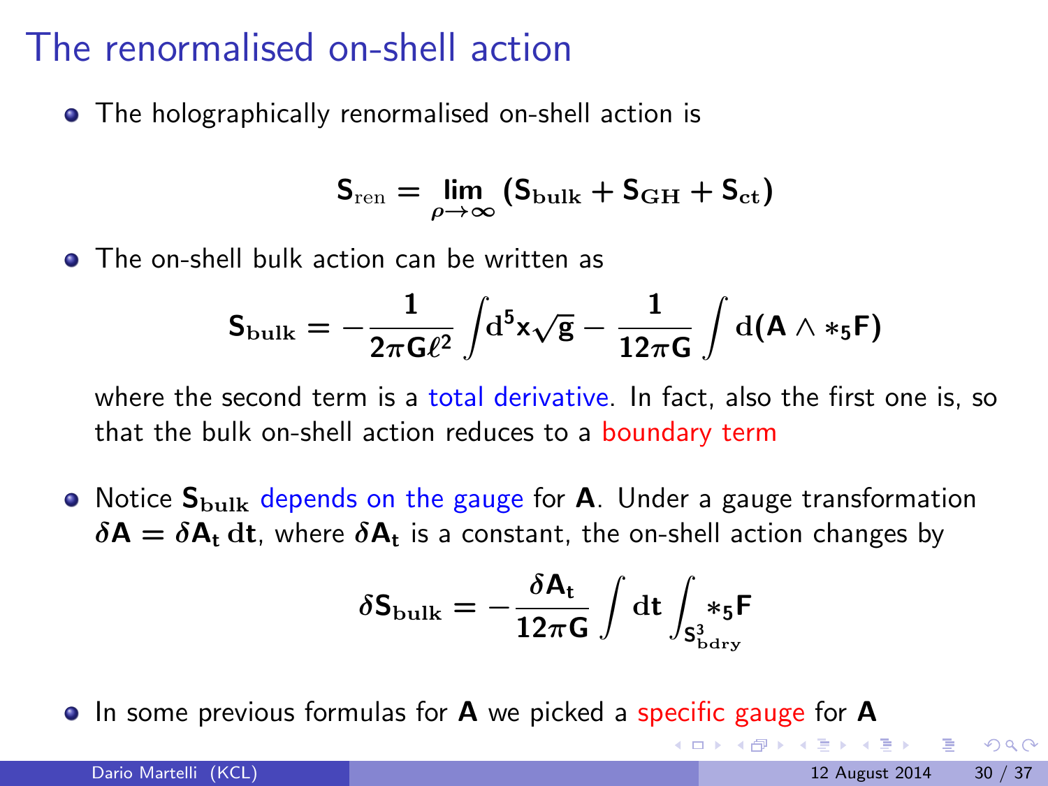# The renormalised on-shell action

- The holographically renormalised on-shell action is

$$\mathbf{S}_{\mathrm{ren}} = \lim_{\rho\to\infty} (\mathbf{S}_{\mathbf{bulk}} + \mathbf{S}_{\mathbf{GH}} + \mathbf{S}_{\mathbf{ct}})$$

- The on-shell bulk action can be written as

$$\mathbf{S}_{\mathbf{bulk}} = -\frac{1}{2\pi G\ell^2}\int d^5x\sqrt{g} - \frac{1}{12\pi G}\int d(\mathbf{A}\wedge *_5\mathbf{F})$$

  where the second term is a total derivative. In fact, also the first one is, so that the bulk on-shell action reduces to a boundary term

- Notice $\mathbf{S}_{\mathbf{bulk}}$ depends on the gauge for $\mathbf{A}$. Under a gauge transformation $\delta\mathbf{A} = \delta\mathbf{A}_t\, dt$, where $\delta\mathbf{A}_t$ is a constant, the on-shell action changes by

$$\delta\mathbf{S}_{\mathbf{bulk}} = -\frac{\delta\mathbf{A}_t}{12\pi G}\int dt\int_{S^3_{\mathrm{bdry}}} *_5\mathbf{F}$$

- In some previous formulas for $\mathbf{A}$ we picked a specific gauge for $\mathbf{A}$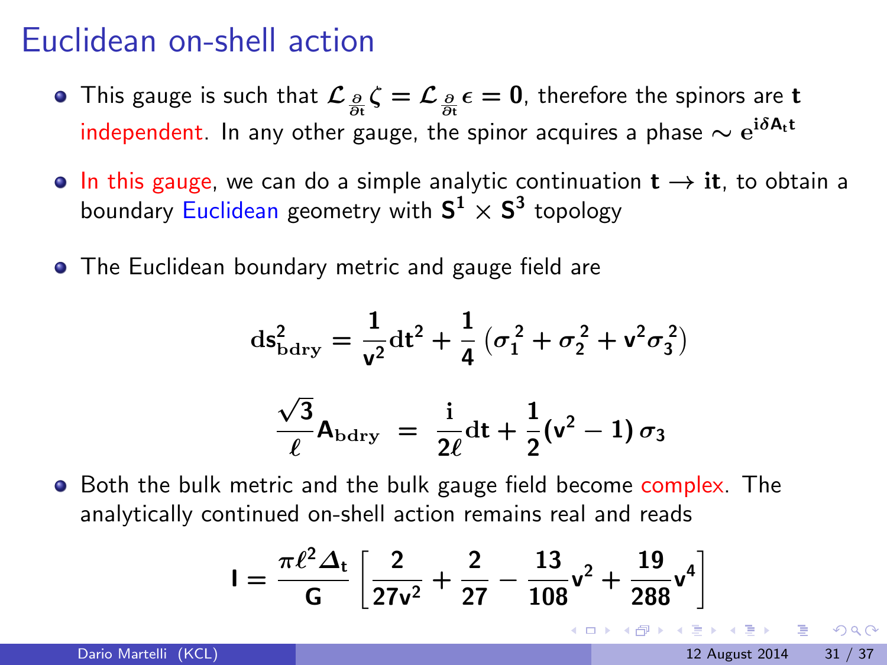# Euclidean on-shell action

- This gauge is such that $\mathcal{L}_{\frac{\partial}{\partial t}}\zeta = \mathcal{L}_{\frac{\partial}{\partial t}}\epsilon = \mathbf{0}$, therefore the spinors are **t** independent. In any other gauge, the spinor acquires a phase $\sim e^{i\delta A_t t}$

- In this gauge, we can do a simple analytic continuation $\mathbf{t} \to \mathbf{it}$, to obtain a boundary Euclidean geometry with $\mathbf{S^1} \times \mathbf{S^3}$ topology

- The Euclidean boundary metric and gauge field are

$$ds^2_{\rm bdry} = \frac{1}{v^2}dt^2 + \frac{1}{4}\left(\sigma_1^2 + \sigma_2^2 + v^2\sigma_3^2\right)$$

$$\frac{\sqrt{3}}{\ell}A_{\rm bdry} = \frac{i}{2\ell}dt + \frac{1}{2}(v^2 - 1)\,\sigma_3$$

- Both the bulk metric and the bulk gauge field become complex. The analytically continued on-shell action remains real and reads

$$I = \frac{\pi\ell^2\Delta_t}{G}\left[\frac{2}{27v^2} + \frac{2}{27} - \frac{13}{108}v^2 + \frac{19}{288}v^4\right]$$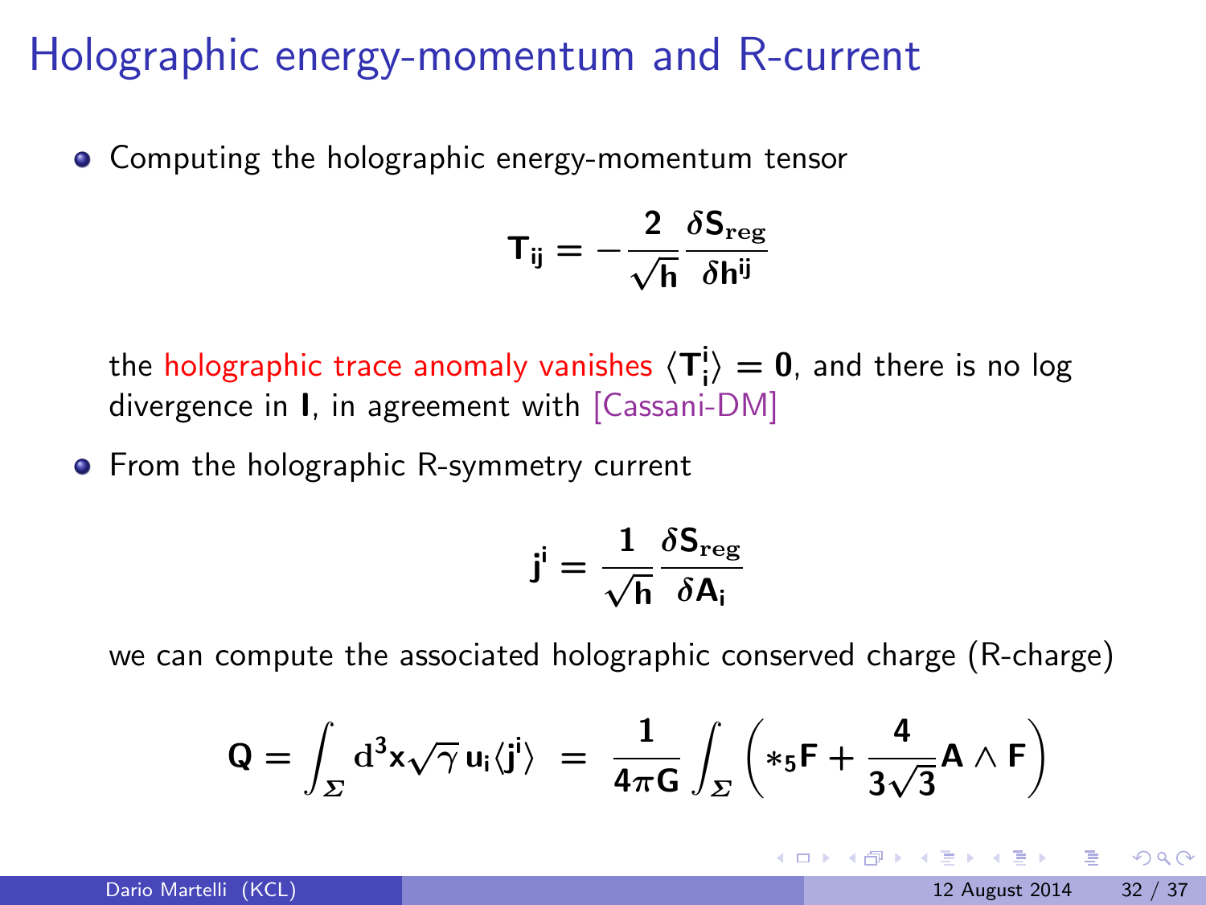# Holographic energy-momentum and R-current

- Computing the holographic energy-momentum tensor

$$T_{ij} = -\frac{2}{\sqrt{h}}\frac{\delta S_{\rm reg}}{\delta h^{ij}}$$

  the holographic trace anomaly vanishes $\langle T^i_i \rangle = 0$, and there is no log divergence in $I$, in agreement with [Cassani-DM]

- From the holographic R-symmetry current

$$j^i = \frac{1}{\sqrt{h}}\frac{\delta S_{\rm reg}}{\delta A_i}$$

  we can compute the associated holographic conserved charge (R-charge)

$$Q = \int_\Sigma d^3x \sqrt{\gamma}\, u_i \langle j^i \rangle \;=\; \frac{1}{4\pi G}\int_\Sigma \left( *_5 F + \frac{4}{3\sqrt{3}} A \wedge F \right)$$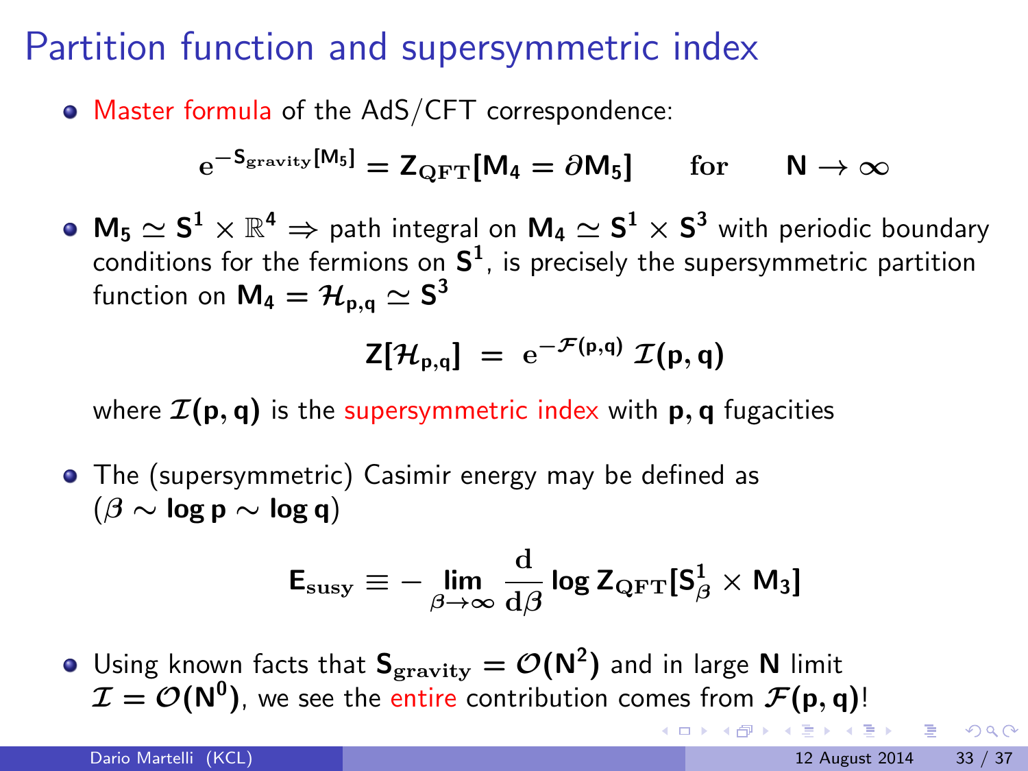# Partition function and supersymmetric index

- Master formula of the AdS/CFT correspondence:

$$\mathrm{e}^{-S_{\mathrm{gravity}}[M_5]} = Z_{\mathrm{QFT}}[M_4 = \partial M_5] \qquad \text{for} \qquad N \to \infty$$

- $M_5 \simeq S^1 \times \mathbb{R}^4 \Rightarrow$ path integral on $M_4 \simeq S^1 \times S^3$ with periodic boundary conditions for the fermions on $S^1$, is precisely the supersymmetric partition function on $M_4 = \mathcal{H}_{p,q} \simeq S^3$

$$Z[\mathcal{H}_{p,q}] \;=\; \mathrm{e}^{-\mathcal{F}(p,q)}\, \mathcal{I}(p,q)$$

  where $\mathcal{I}(p,q)$ is the supersymmetric index with $p, q$ fugacities

- The (supersymmetric) Casimir energy may be defined as ($\beta \sim \log p \sim \log q$)

$$E_{\mathrm{susy}} \equiv -\lim_{\beta\to\infty} \frac{\mathrm{d}}{\mathrm{d}\beta} \log Z_{\mathrm{QFT}}[S^1_\beta \times M_3]$$

- Using known facts that $S_{\mathrm{gravity}} = \mathcal{O}(N^2)$ and in large $N$ limit $\mathcal{I} = \mathcal{O}(N^0)$, we see the entire contribution comes from $\mathcal{F}(p,q)$!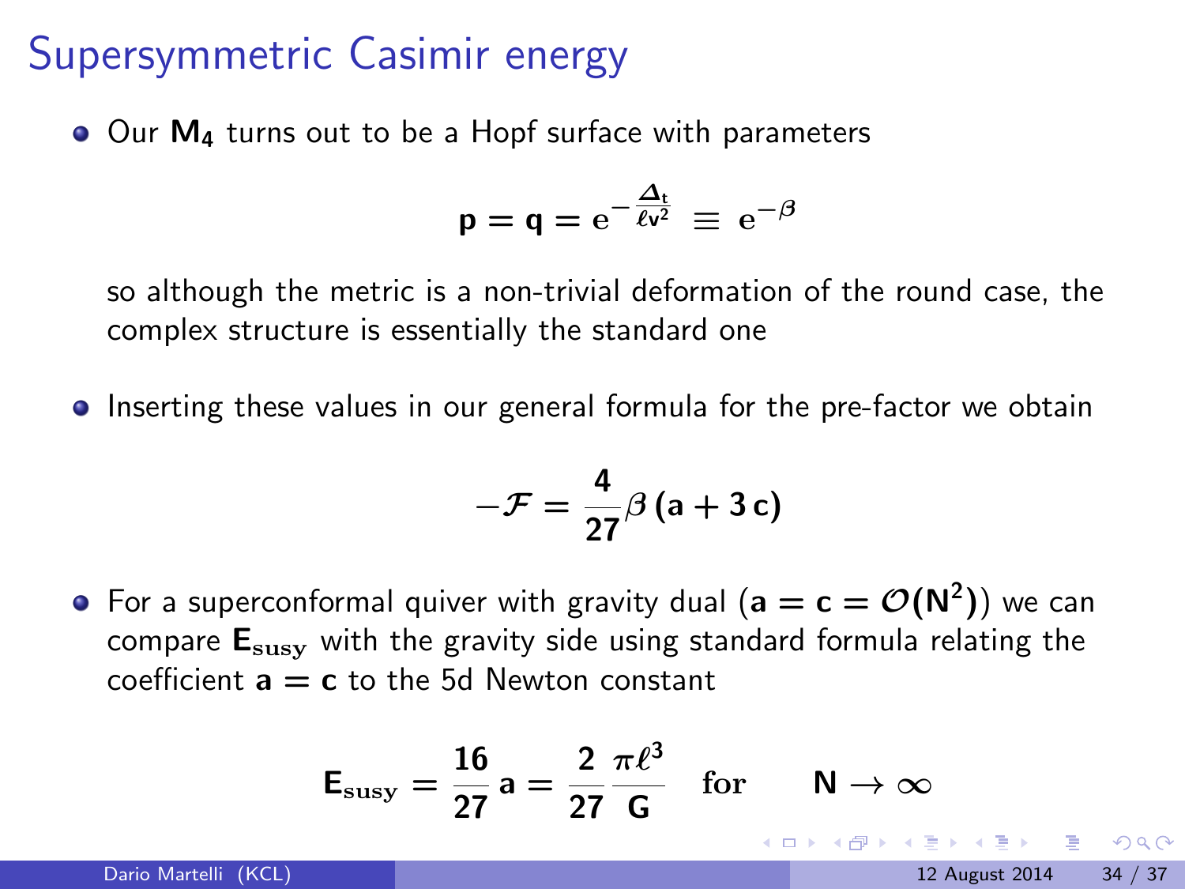# Supersymmetric Casimir energy

- Our $\mathbf{M_4}$ turns out to be a Hopf surface with parameters

$$\mathbf{p} = \mathbf{q} = \mathrm{e}^{-\frac{\Delta_t}{\ell v^2}} \equiv \mathrm{e}^{-\beta}$$

  so although the metric is a non-trivial deformation of the round case, the complex structure is essentially the standard one

- Inserting these values in our general formula for the pre-factor we obtain

$$-\mathcal{F} = \frac{4}{27}\beta\,(a + 3\,c)$$

- For a superconformal quiver with gravity dual ($\mathbf{a} = \mathbf{c} = \mathcal{O}(\mathbf{N^2})$) we can compare $\mathbf{E_{susy}}$ with the gravity side using standard formula relating the coefficient $\mathbf{a} = \mathbf{c}$ to the 5d Newton constant

$$\mathbf{E_{susy}} = \frac{16}{27}\,a = \frac{2}{27}\frac{\pi\ell^3}{G} \quad \text{for} \qquad N \to \infty$$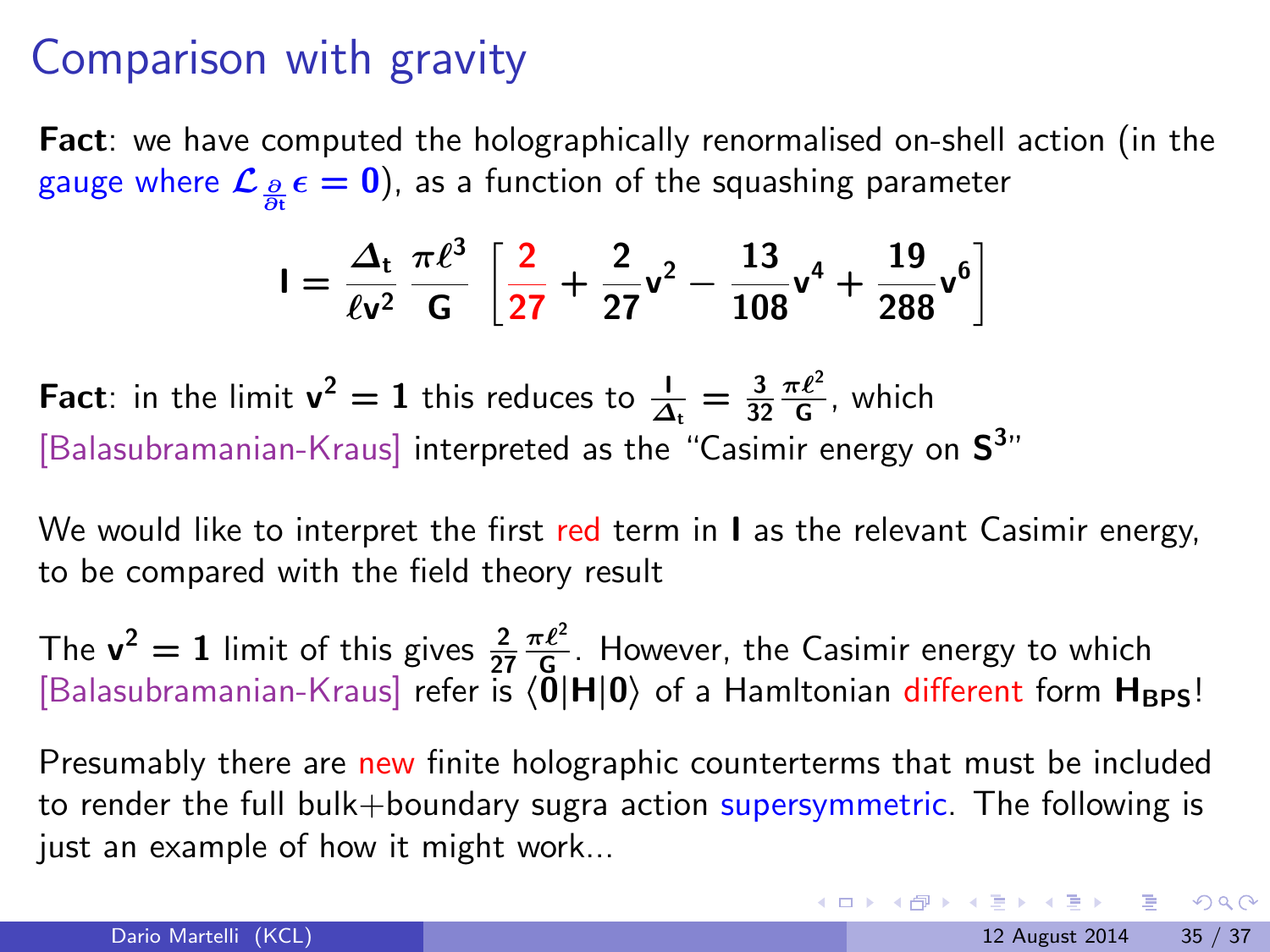# Comparison with gravity

**Fact**: we have computed the holographically renormalised on-shell action (in the gauge where $\mathcal{L}_{\frac{\partial}{\partial t}}\epsilon = 0$), as a function of the squashing parameter

$$\mathbf{I} = \frac{\Delta_t}{\ell v^2}\frac{\pi \ell^3}{G}\left[\frac{2}{27} + \frac{2}{27}v^2 - \frac{13}{108}v^4 + \frac{19}{288}v^6\right]$$

**Fact**: in the limit $v^2 = 1$ this reduces to $\frac{I}{\Delta_t} = \frac{3}{32}\frac{\pi\ell^2}{G}$, which [Balasubramanian-Kraus] interpreted as the "Casimir energy on $S^3$"

We would like to interpret the first red term in **I** as the relevant Casimir energy, to be compared with the field theory result

The $v^2 = 1$ limit of this gives $\frac{2}{27}\frac{\pi\ell^2}{G}$. However, the Casimir energy to which [Balasubramanian-Kraus] refer is $\langle 0|H|0\rangle$ of a Hamltonian different form $H_{BPS}$!

Presumably there are new finite holographic counterterms that must be included to render the full bulk+boundary sugra action supersymmetric. The following is just an example of how it might work...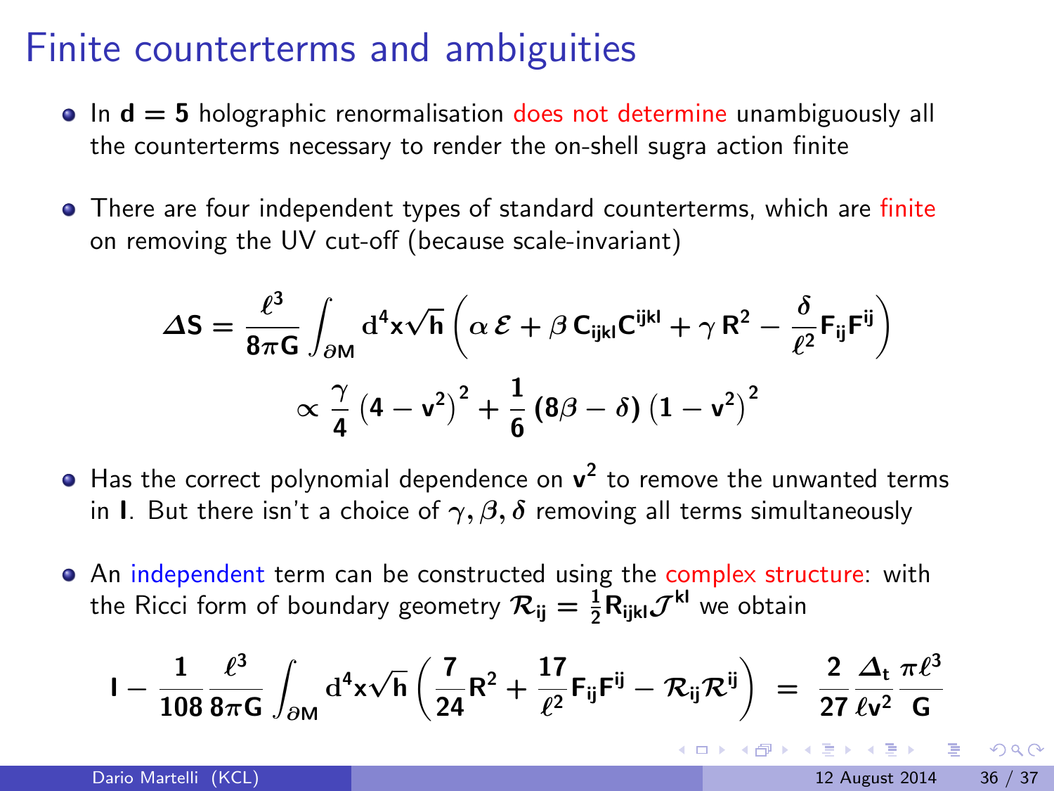# Finite counterterms and ambiguities

- In $\mathbf{d = 5}$ holographic renormalisation does not determine unambiguously all the counterterms necessary to render the on-shell sugra action finite
- There are four independent types of standard counterterms, which are finite on removing the UV cut-off (because scale-invariant)

$$\Delta S = \frac{\ell^3}{8\pi G} \int_{\partial M} d^4x \sqrt{h} \left( \alpha\, \mathcal{E} + \beta\, C_{ijkl} C^{ijkl} + \gamma\, R^2 - \frac{\delta}{\ell^2} F_{ij} F^{ij} \right)$$

$$\propto \frac{\gamma}{4} \left(4 - v^2\right)^2 + \frac{1}{6} \left(8\beta - \delta\right) \left(1 - v^2\right)^2$$

- Has the correct polynomial dependence on $\mathbf{v^2}$ to remove the unwanted terms in $\mathbf{I}$. But there isn't a choice of $\gamma, \beta, \delta$ removing all terms simultaneously
- An independent term can be constructed using the complex structure: with the Ricci form of boundary geometry $\mathcal{R}_{ij} = \frac{1}{2} R_{ijkl} \mathcal{J}^{kl}$ we obtain

$$I - \frac{1}{108} \frac{\ell^3}{8\pi G} \int_{\partial M} d^4x \sqrt{h} \left( \frac{7}{24} R^2 + \frac{17}{\ell^2} F_{ij} F^{ij} - \mathcal{R}_{ij} \mathcal{R}^{ij} \right) = \frac{2}{27} \frac{\Delta_t}{\ell v^2} \frac{\pi \ell^3}{G}$$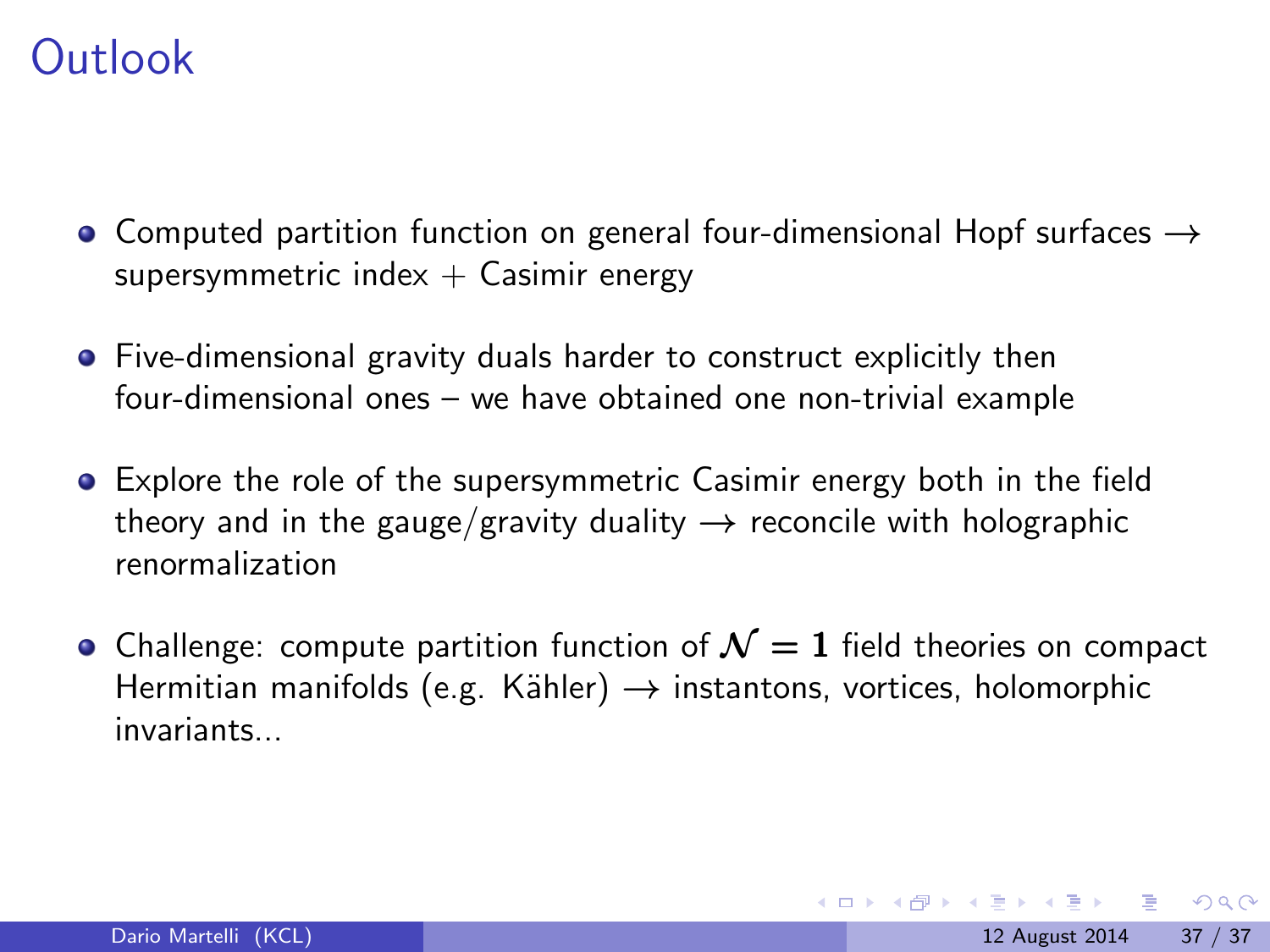# Outlook

- Computed partition function on general four-dimensional Hopf surfaces $\rightarrow$ supersymmetric index + Casimir energy
- Five-dimensional gravity duals harder to construct explicitly then four-dimensional ones – we have obtained one non-trivial example
- Explore the role of the supersymmetric Casimir energy both in the field theory and in the gauge/gravity duality $\rightarrow$ reconcile with holographic renormalization
- Challenge: compute partition function of $\boldsymbol{\mathcal{N} = 1}$ field theories on compact Hermitian manifolds (e.g. Kähler) $\rightarrow$ instantons, vortices, holomorphic invariants...